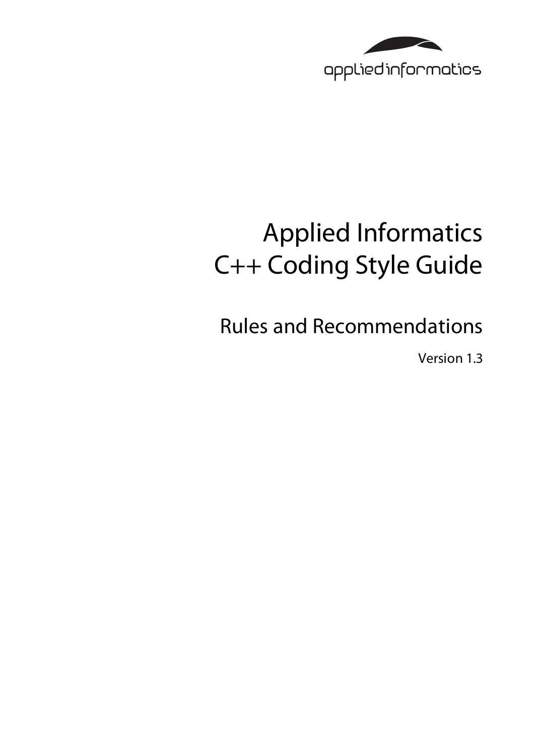applied informatics

# Applied Informatics C++ Coding Style Guide

## Rules and Recommendations

Version 1.3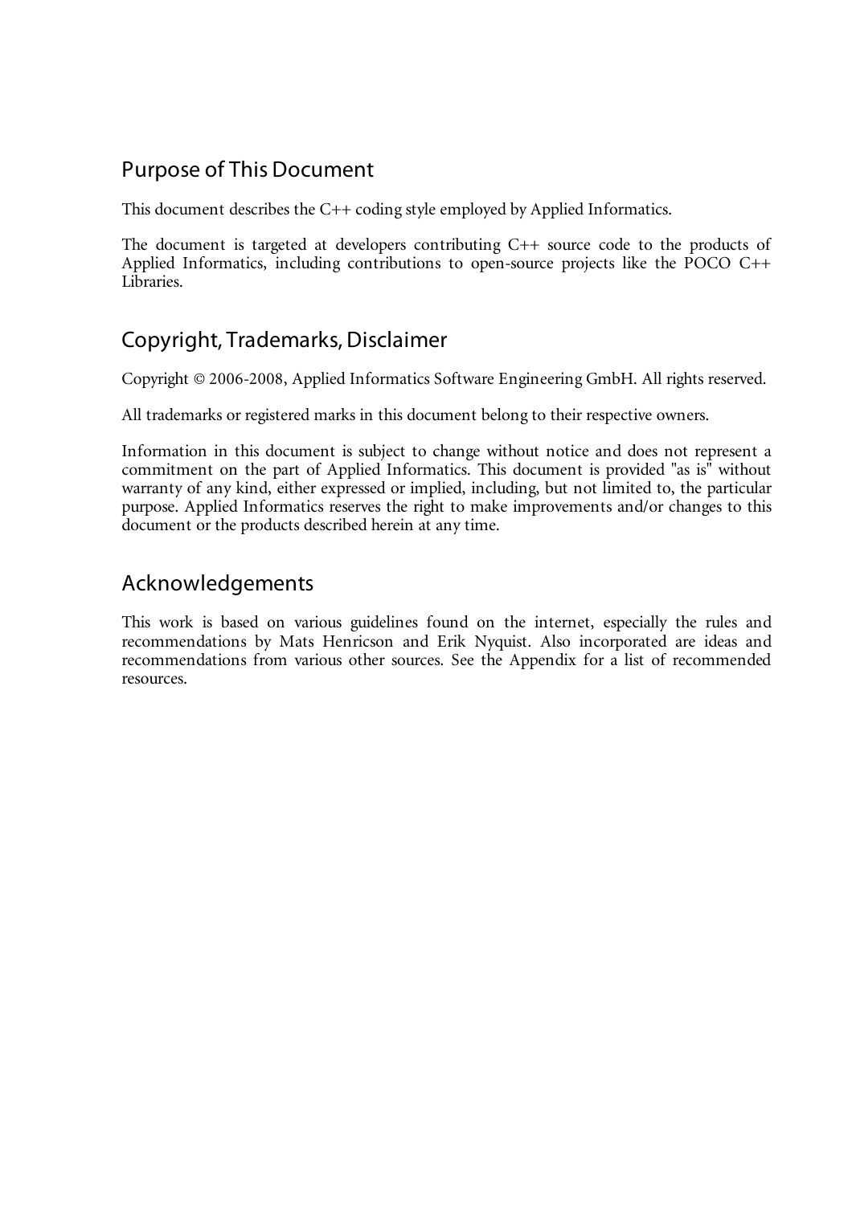## Purpose of This Document

This document describes the C++ coding style employed by Applied Informatics.

The document is targeted at developers contributing C++ source code to the products of Applied Informatics, including contributions to open-source projects like the POCO C++ Libraries.

## Copyright, Trademarks, Disclaimer

Copyright © 2006-2008, Applied Informatics Software Engineering GmbH. All rights reserved.

All trademarks or registered marks in this document belong to their respective owners.

Information in this document is subject to change without notice and does not represent a commitment on the part of Applied Informatics. This document is provided "as is" without warranty of any kind, either expressed or implied, including, but not limited to, the particular purpose. Applied Informatics reserves the right to make improvements and/or changes to this document or the products described herein at any time.

## Acknowledgements

This work is based on various guidelines found on the internet, especially the rules and recommendations by Mats Henricson and Erik Nyquist. Also incorporated are ideas and recommendations from various other sources. See the Appendix for a list of recommended resources.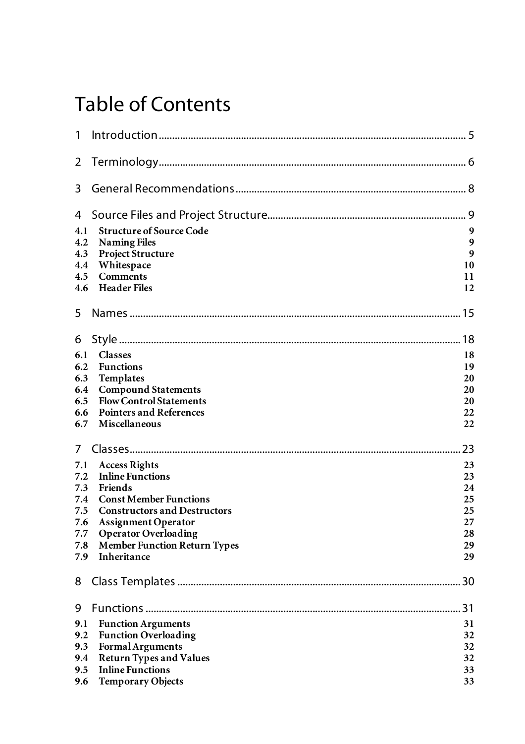# Table of Contents

1 Introduction .................................................. 5

2 Terminology .................................................. 6

3 General Recommendations .................................................. 8

4 Source Files and Project Structure .................................................. 9

**4.1 Structure of Source Code** 9
**4.2 Naming Files** 9
**4.3 Project Structure** 9
**4.4 Whitespace** 10
**4.5 Comments** 11
**4.6 Header Files** 12

5 Names .................................................. 15

6 Style .................................................. 18

**6.1 Classes** 18
**6.2 Functions** 19
**6.3 Templates** 20
**6.4 Compound Statements** 20
**6.5 Flow Control Statements** 20
**6.6 Pointers and References** 22
**6.7 Miscellaneous** 22

7 Classes .................................................. 23

**7.1 Access Rights** 23
**7.2 Inline Functions** 23
**7.3 Friends** 24
**7.4 Const Member Functions** 25
**7.5 Constructors and Destructors** 25
**7.6 Assignment Operator** 27
**7.7 Operator Overloading** 28
**7.8 Member Function Return Types** 29
**7.9 Inheritance** 29

8 Class Templates .................................................. 30

9 Functions .................................................. 31

**9.1 Function Arguments** 31
**9.2 Function Overloading** 32
**9.3 Formal Arguments** 32
**9.4 Return Types and Values** 32
**9.5 Inline Functions** 33
**9.6 Temporary Objects** 33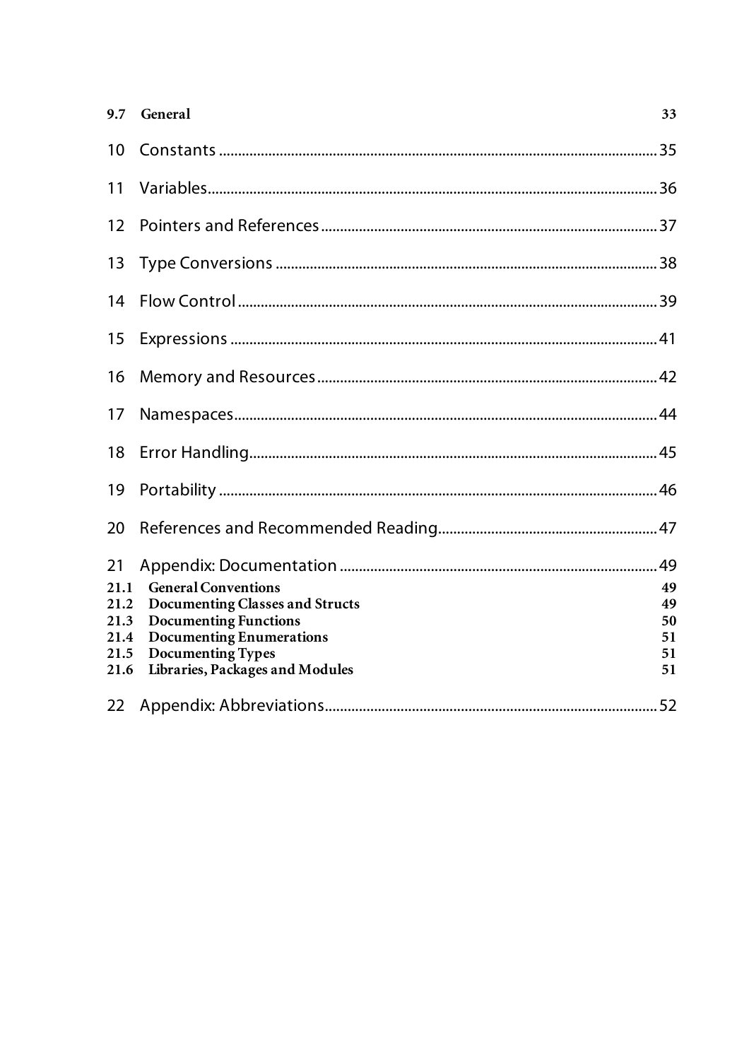9.7 General 33

10 Constants ........................................................................................................ 35

11 Variables.......................................................................................................... 36

12 Pointers and References ................................................................................. 37

13 Type Conversions ............................................................................................ 38

14 Flow Control .................................................................................................... 39

15 Expressions ...................................................................................................... 41

16 Memory and Resources .................................................................................. 42

17 Namespaces...................................................................................................... 44

18 Error Handling.................................................................................................. 45

19 Portability ........................................................................................................ 46

20 References and Recommended Reading......................................................... 47

21 Appendix: Documentation ............................................................................. 49

21.1 General Conventions 49

21.2 Documenting Classes and Structs 49

21.3 Documenting Functions 50

21.4 Documenting Enumerations 51

21.5 Documenting Types 51

21.6 Libraries, Packages and Modules 51

22 Appendix: Abbreviations................................................................................. 52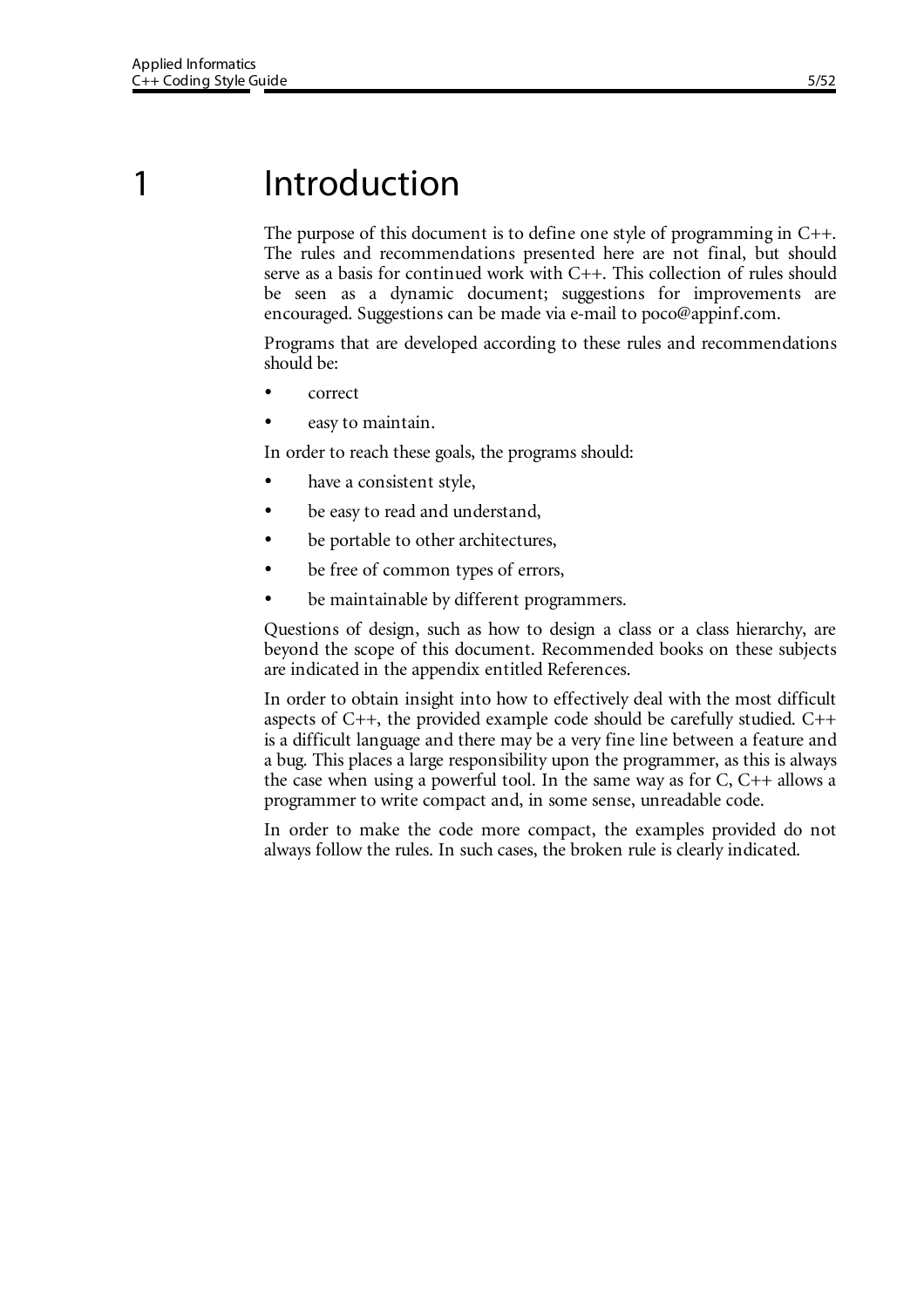# 1 Introduction

The purpose of this document is to define one style of programming in C++. The rules and recommendations presented here are not final, but should serve as a basis for continued work with C++. This collection of rules should be seen as a dynamic document; suggestions for improvements are encouraged. Suggestions can be made via e-mail to poco@appinf.com.

Programs that are developed according to these rules and recommendations should be:

- correct
- easy to maintain.

In order to reach these goals, the programs should:

- have a consistent style,
- be easy to read and understand,
- be portable to other architectures,
- be free of common types of errors,
- be maintainable by different programmers.

Questions of design, such as how to design a class or a class hierarchy, are beyond the scope of this document. Recommended books on these subjects are indicated in the appendix entitled References.

In order to obtain insight into how to effectively deal with the most difficult aspects of C++, the provided example code should be carefully studied. C++ is a difficult language and there may be a very fine line between a feature and a bug. This places a large responsibility upon the programmer, as this is always the case when using a powerful tool. In the same way as for C, C++ allows a programmer to write compact and, in some sense, unreadable code.

In order to make the code more compact, the examples provided do not always follow the rules. In such cases, the broken rule is clearly indicated.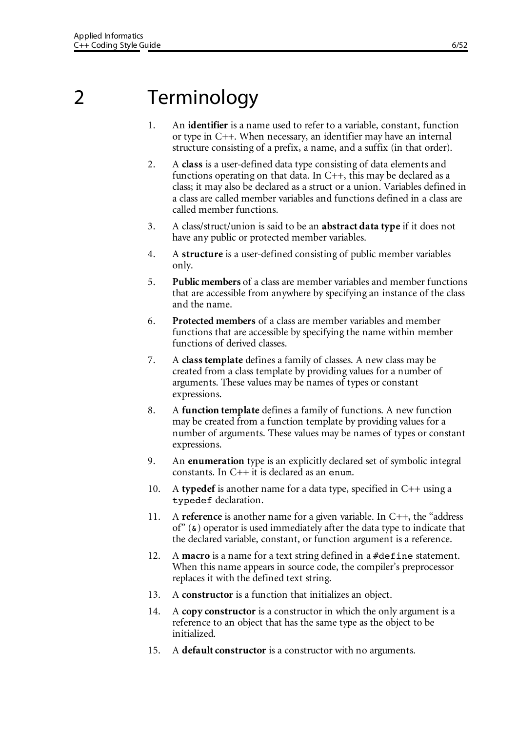# 2 Terminology

1. An **identifier** is a name used to refer to a variable, constant, function or type in C++. When necessary, an identifier may have an internal structure consisting of a prefix, a name, and a suffix (in that order).

2. A **class** is a user-defined data type consisting of data elements and functions operating on that data. In C++, this may be declared as a class; it may also be declared as a struct or a union. Variables defined in a class are called member variables and functions defined in a class are called member functions.

3. A class/struct/union is said to be an **abstract data type** if it does not have any public or protected member variables.

4. A **structure** is a user-defined consisting of public member variables only.

5. **Public members** of a class are member variables and member functions that are accessible from anywhere by specifying an instance of the class and the name.

6. **Protected members** of a class are member variables and member functions that are accessible by specifying the name within member functions of derived classes.

7. A **class template** defines a family of classes. A new class may be created from a class template by providing values for a number of arguments. These values may be names of types or constant expressions.

8. A **function template** defines a family of functions. A new function may be created from a function template by providing values for a number of arguments. These values may be names of types or constant expressions.

9. An **enumeration** type is an explicitly declared set of symbolic integral constants. In C++ it is declared as an `enum`.

10. A **typedef** is another name for a data type, specified in C++ using a `typedef` declaration.

11. A **reference** is another name for a given variable. In C++, the "address of" (`&`) operator is used immediately after the data type to indicate that the declared variable, constant, or function argument is a reference.

12. A **macro** is a name for a text string defined in a `#define` statement. When this name appears in source code, the compiler's preprocessor replaces it with the defined text string.

13. A **constructor** is a function that initializes an object.

14. A **copy constructor** is a constructor in which the only argument is a reference to an object that has the same type as the object to be initialized.

15. A **default constructor** is a constructor with no arguments.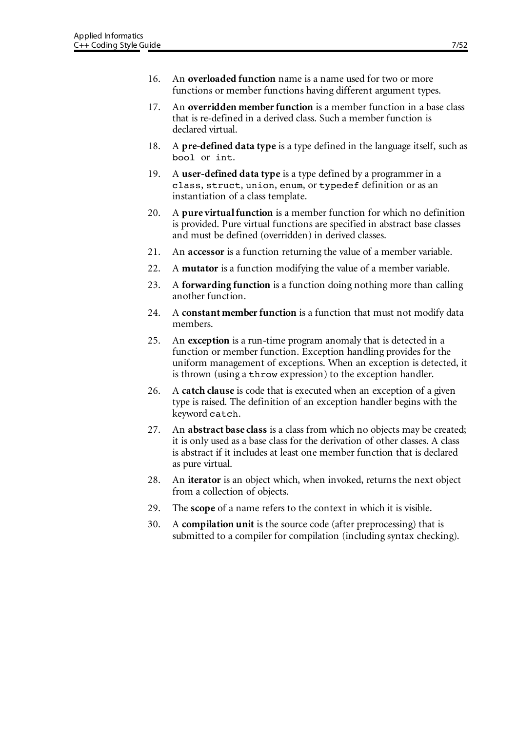16. An **overloaded function** name is a name used for two or more functions or member functions having different argument types.

17. An **overridden member function** is a member function in a base class that is re-defined in a derived class. Such a member function is declared virtual.

18. A **pre-defined data type** is a type defined in the language itself, such as `bool` or `int`.

19. A **user-defined data type** is a type defined by a programmer in a `class`, `struct`, `union`, `enum`, or `typedef` definition or as an instantiation of a class template.

20. A **pure virtual function** is a member function for which no definition is provided. Pure virtual functions are specified in abstract base classes and must be defined (overridden) in derived classes.

21. An **accessor** is a function returning the value of a member variable.

22. A **mutator** is a function modifying the value of a member variable.

23. A **forwarding function** is a function doing nothing more than calling another function.

24. A **constant member function** is a function that must not modify data members.

25. An **exception** is a run-time program anomaly that is detected in a function or member function. Exception handling provides for the uniform management of exceptions. When an exception is detected, it is thrown (using a `throw` expression) to the exception handler.

26. A **catch clause** is code that is executed when an exception of a given type is raised. The definition of an exception handler begins with the keyword `catch`.

27. An **abstract base class** is a class from which no objects may be created; it is only used as a base class for the derivation of other classes. A class is abstract if it includes at least one member function that is declared as pure virtual.

28. An **iterator** is an object which, when invoked, returns the next object from a collection of objects.

29. The **scope** of a name refers to the context in which it is visible.

30. A **compilation unit** is the source code (after preprocessing) that is submitted to a compiler for compilation (including syntax checking).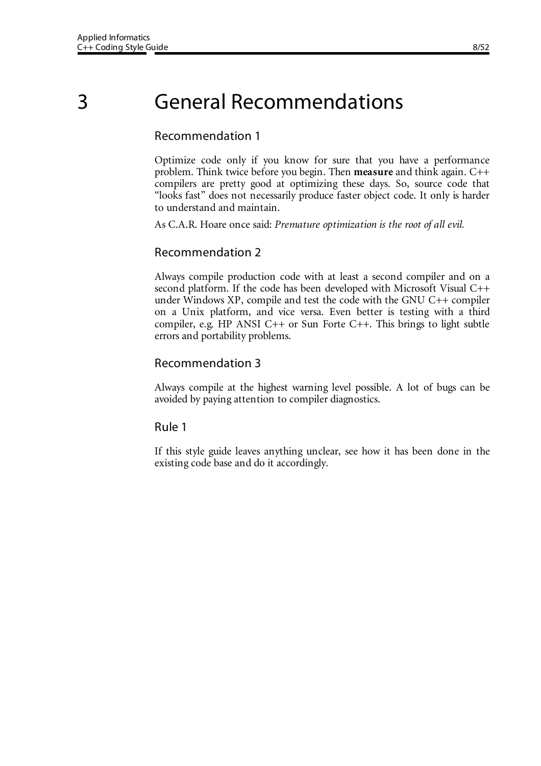# 3 General Recommendations

## Recommendation 1

Optimize code only if you know for sure that you have a performance problem. Think twice before you begin. Then **measure** and think again. C++ compilers are pretty good at optimizing these days. So, source code that "looks fast" does not necessarily produce faster object code. It only is harder to understand and maintain.

As C.A.R. Hoare once said: *Premature optimization is the root of all evil.*

## Recommendation 2

Always compile production code with at least a second compiler and on a second platform. If the code has been developed with Microsoft Visual C++ under Windows XP, compile and test the code with the GNU C++ compiler on a Unix platform, and vice versa. Even better is testing with a third compiler, e.g. HP ANSI C++ or Sun Forte C++. This brings to light subtle errors and portability problems.

## Recommendation 3

Always compile at the highest warning level possible. A lot of bugs can be avoided by paying attention to compiler diagnostics.

## Rule 1

If this style guide leaves anything unclear, see how it has been done in the existing code base and do it accordingly.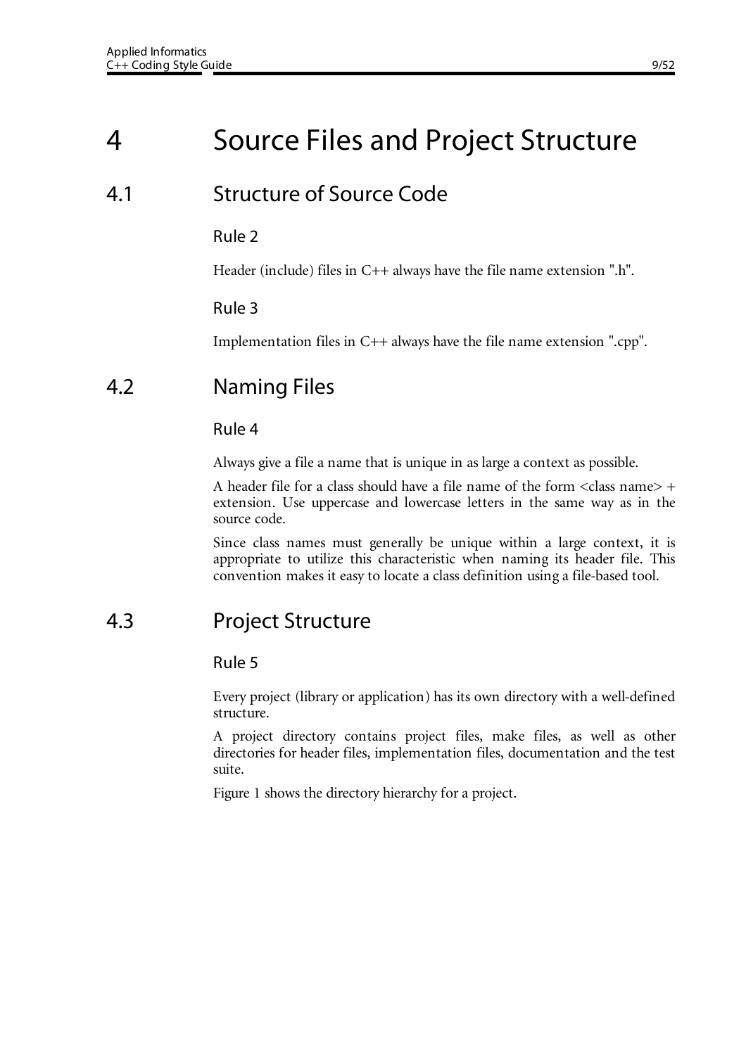# 4 Source Files and Project Structure

## 4.1 Structure of Source Code

### Rule 2

Header (include) files in C++ always have the file name extension ".h".

### Rule 3

Implementation files in C++ always have the file name extension ".cpp".

## 4.2 Naming Files

### Rule 4

Always give a file a name that is unique in as large a context as possible.

A header file for a class should have a file name of the form <class name> + extension. Use uppercase and lowercase letters in the same way as in the source code.

Since class names must generally be unique within a large context, it is appropriate to utilize this characteristic when naming its header file. This convention makes it easy to locate a class definition using a file-based tool.

## 4.3 Project Structure

### Rule 5

Every project (library or application) has its own directory with a well-defined structure.

A project directory contains project files, make files, as well as other directories for header files, implementation files, documentation and the test suite.

Figure 1 shows the directory hierarchy for a project.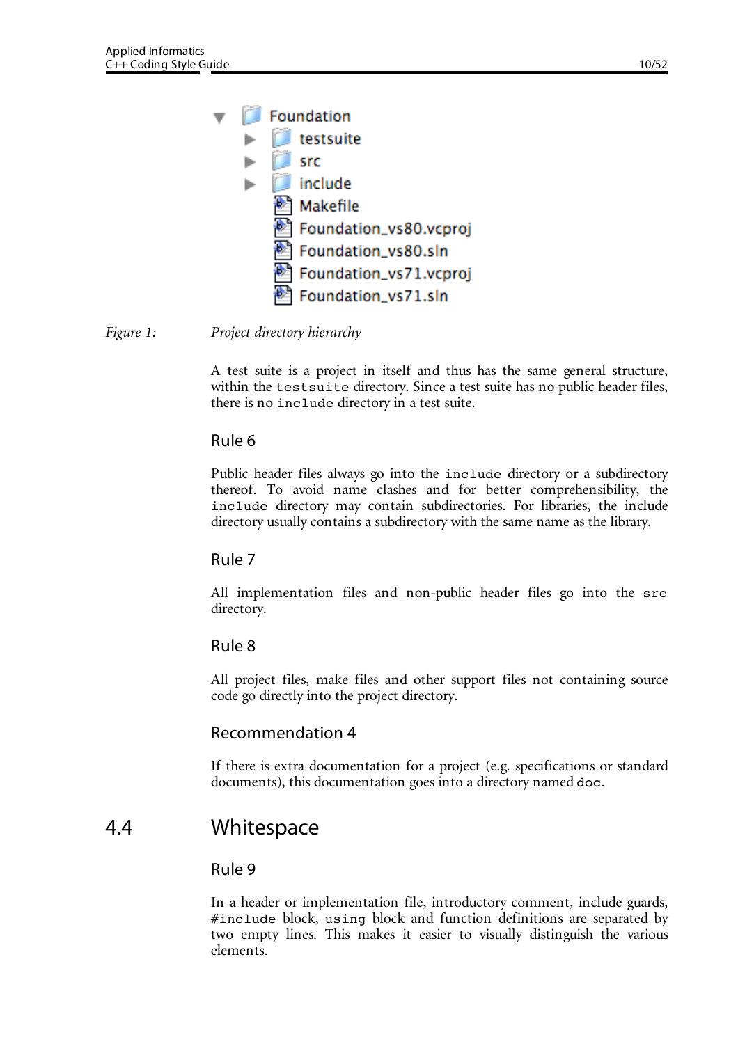Figure 1: *Project directory hierarchy*

A test suite is a project in itself and thus has the same general structure, within the `testsuite` directory. Since a test suite has no public header files, there is no `include` directory in a test suite.

### Rule 6

Public header files always go into the `include` directory or a subdirectory thereof. To avoid name clashes and for better comprehensibility, the `include` directory may contain subdirectories. For libraries, the include directory usually contains a subdirectory with the same name as the library.

### Rule 7

All implementation files and non-public header files go into the `src` directory.

### Rule 8

All project files, make files and other support files not containing source code go directly into the project directory.

### Recommendation 4

If there is extra documentation for a project (e.g. specifications or standard documents), this documentation goes into a directory named `doc`.

## 4.4 Whitespace

### Rule 9

In a header or implementation file, introductory comment, include guards, `#include` block, `using` block and function definitions are separated by two empty lines. This makes it easier to visually distinguish the various elements.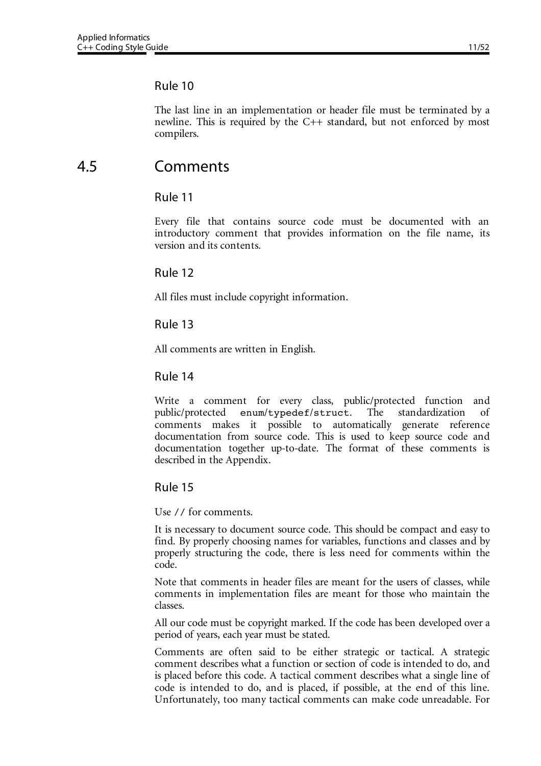### Rule 10

The last line in an implementation or header file must be terminated by a newline. This is required by the C++ standard, but not enforced by most compilers.

## 4.5 Comments

### Rule 11

Every file that contains source code must be documented with an introductory comment that provides information on the file name, its version and its contents.

### Rule 12

All files must include copyright information.

### Rule 13

All comments are written in English.

### Rule 14

Write a comment for every class, public/protected function and public/protected `enum`/`typedef`/`struct`. The standardization of comments makes it possible to automatically generate reference documentation from source code. This is used to keep source code and documentation together up-to-date. The format of these comments is described in the Appendix.

### Rule 15

Use `//` for comments.

It is necessary to document source code. This should be compact and easy to find. By properly choosing names for variables, functions and classes and by properly structuring the code, there is less need for comments within the code.

Note that comments in header files are meant for the users of classes, while comments in implementation files are meant for those who maintain the classes.

All our code must be copyright marked. If the code has been developed over a period of years, each year must be stated.

Comments are often said to be either strategic or tactical. A strategic comment describes what a function or section of code is intended to do, and is placed before this code. A tactical comment describes what a single line of code is intended to do, and is placed, if possible, at the end of this line. Unfortunately, too many tactical comments can make code unreadable. For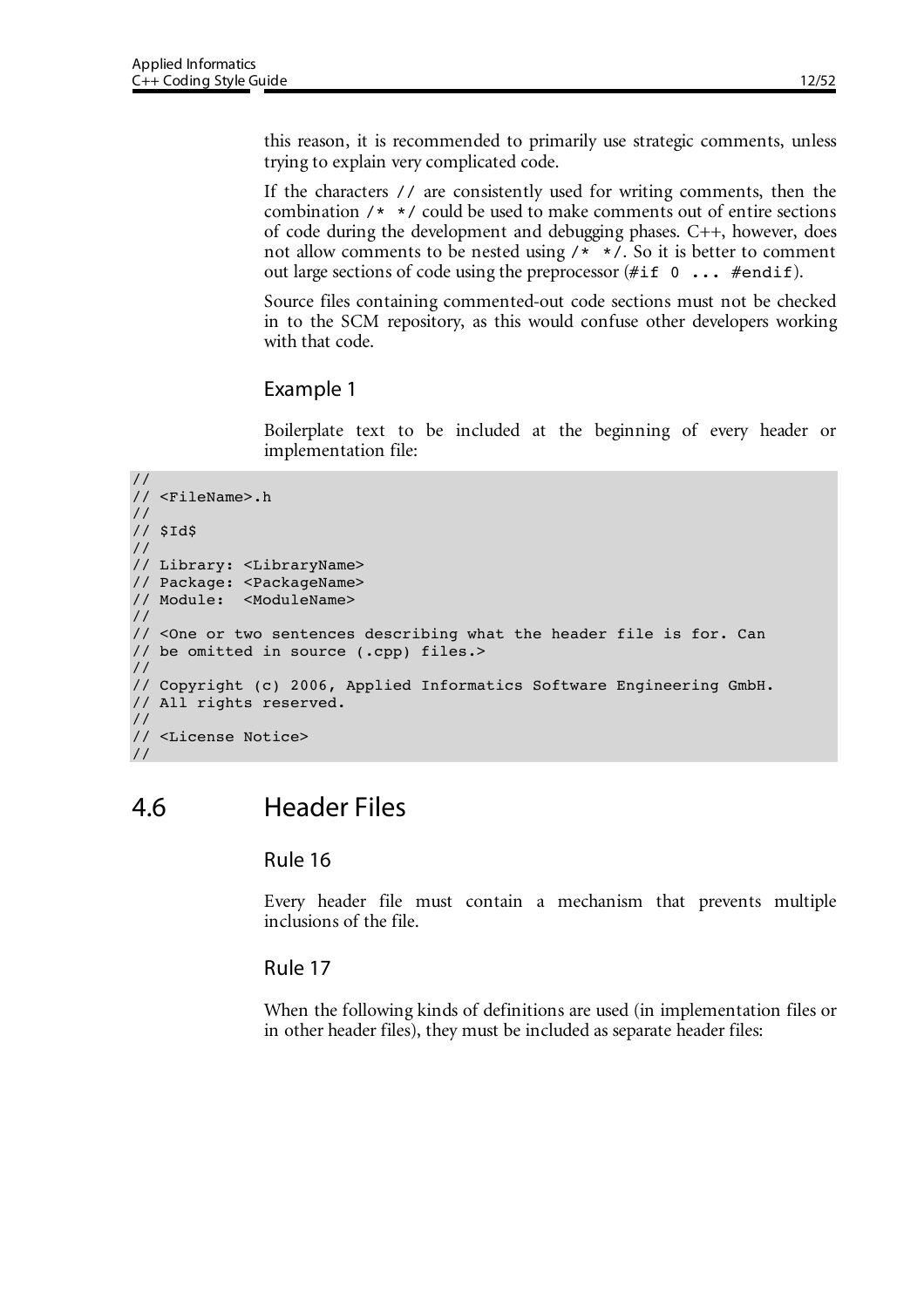this reason, it is recommended to primarily use strategic comments, unless trying to explain very complicated code.

If the characters `//` are consistently used for writing comments, then the combination `/* */` could be used to make comments out of entire sections of code during the development and debugging phases. C++, however, does not allow comments to be nested using `/* */`. So it is better to comment out large sections of code using the preprocessor (`#if 0 ... #endif`).

Source files containing commented-out code sections must not be checked in to the SCM repository, as this would confuse other developers working with that code.

### Example 1

Boilerplate text to be included at the beginning of every header or implementation file:

```
//
// <FileName>.h
//
// $Id$
//
// Library: <LibraryName>
// Package: <PackageName>
// Module:  <ModuleName>
//
// <One or two sentences describing what the header file is for. Can
// be omitted in source (.cpp) files.>
//
// Copyright (c) 2006, Applied Informatics Software Engineering GmbH.
// All rights reserved.
//
// <License Notice>
//
```

## 4.6 Header Files

### Rule 16

Every header file must contain a mechanism that prevents multiple inclusions of the file.

### Rule 17

When the following kinds of definitions are used (in implementation files or in other header files), they must be included as separate header files: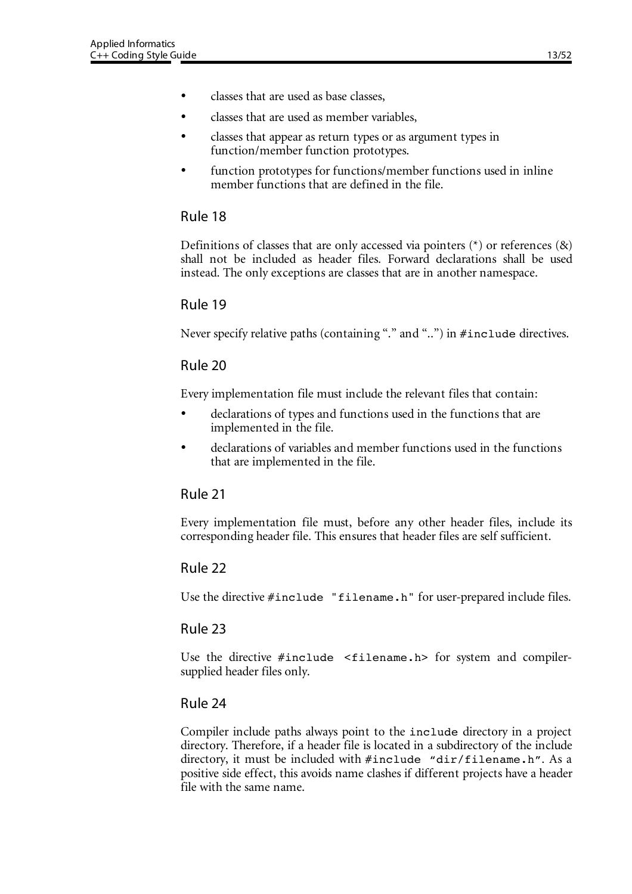- classes that are used as base classes,
- classes that are used as member variables,
- classes that appear as return types or as argument types in function/member function prototypes.
- function prototypes for functions/member functions used in inline member functions that are defined in the file.

## Rule 18

Definitions of classes that are only accessed via pointers (*) or references (&) shall not be included as header files. Forward declarations shall be used instead. The only exceptions are classes that are in another namespace.

## Rule 19

Never specify relative paths (containing "." and "..") in `#include` directives.

## Rule 20

Every implementation file must include the relevant files that contain:

- declarations of types and functions used in the functions that are implemented in the file.
- declarations of variables and member functions used in the functions that are implemented in the file.

## Rule 21

Every implementation file must, before any other header files, include its corresponding header file. This ensures that header files are self sufficient.

## Rule 22

Use the directive `#include "filename.h"` for user-prepared include files.

## Rule 23

Use the directive `#include <filename.h>` for system and compiler-supplied header files only.

## Rule 24

Compiler include paths always point to the `include` directory in a project directory. Therefore, if a header file is located in a subdirectory of the include directory, it must be included with `#include "dir/filename.h"`. As a positive side effect, this avoids name clashes if different projects have a header file with the same name.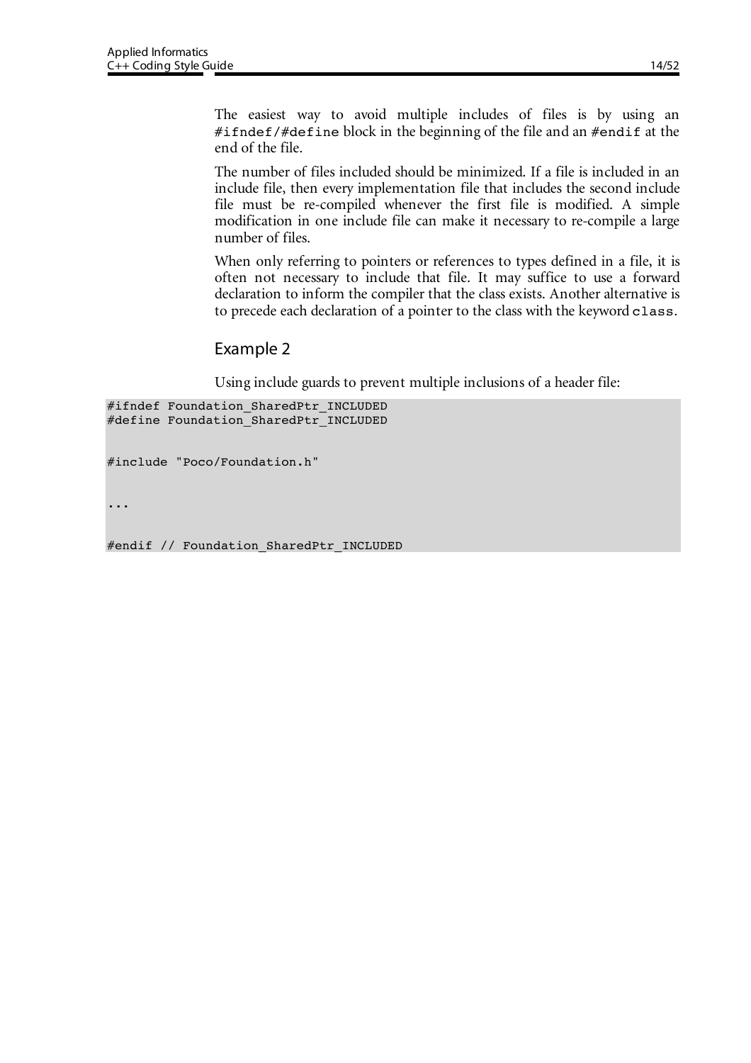The easiest way to avoid multiple includes of files is by using an `#ifndef/#define` block in the beginning of the file and an `#endif` at the end of the file.

The number of files included should be minimized. If a file is included in an include file, then every implementation file that includes the second include file must be re-compiled whenever the first file is modified. A simple modification in one include file can make it necessary to re-compile a large number of files.

When only referring to pointers or references to types defined in a file, it is often not necessary to include that file. It may suffice to use a forward declaration to inform the compiler that the class exists. Another alternative is to precede each declaration of a pointer to the class with the keyword `class`.

## Example 2

Using include guards to prevent multiple inclusions of a header file:

```
#ifndef Foundation_SharedPtr_INCLUDED
#define Foundation_SharedPtr_INCLUDED


#include "Poco/Foundation.h"


...


#endif // Foundation_SharedPtr_INCLUDED
```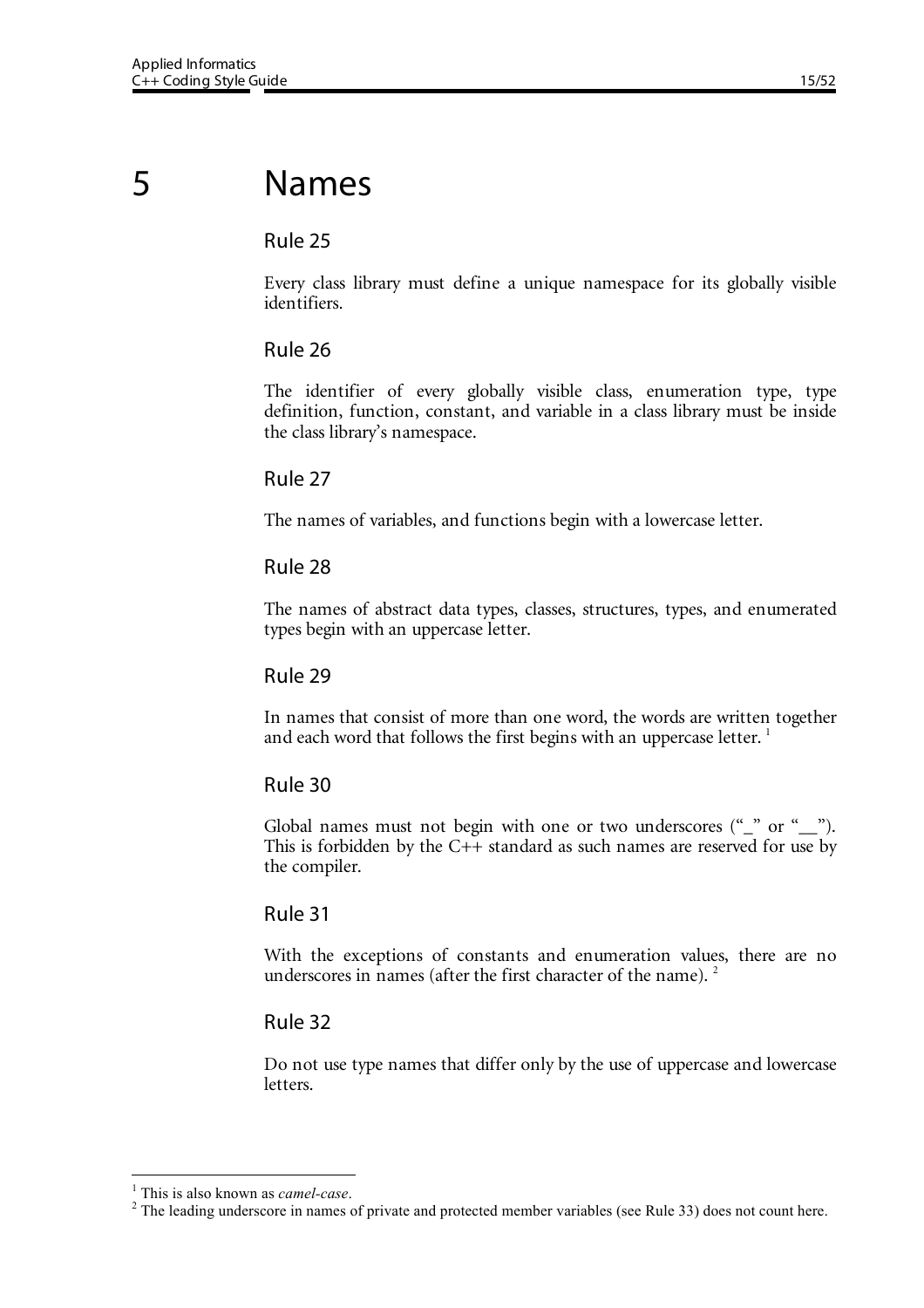# 5 Names

### Rule 25

Every class library must define a unique namespace for its globally visible identifiers.

### Rule 26

The identifier of every globally visible class, enumeration type, type definition, function, constant, and variable in a class library must be inside the class library's namespace.

### Rule 27

The names of variables, and functions begin with a lowercase letter.

### Rule 28

The names of abstract data types, classes, structures, types, and enumerated types begin with an uppercase letter.

### Rule 29

In names that consist of more than one word, the words are written together and each word that follows the first begins with an uppercase letter. [1]

### Rule 30

Global names must not begin with one or two underscores ("_" or "__"). This is forbidden by the C++ standard as such names are reserved for use by the compiler.

### Rule 31

With the exceptions of constants and enumeration values, there are no underscores in names (after the first character of the name). [2]

### Rule 32

Do not use type names that differ only by the use of uppercase and lowercase letters.

---

[1] This is also known as *camel-case*.

[2] The leading underscore in names of private and protected member variables (see Rule 33) does not count here.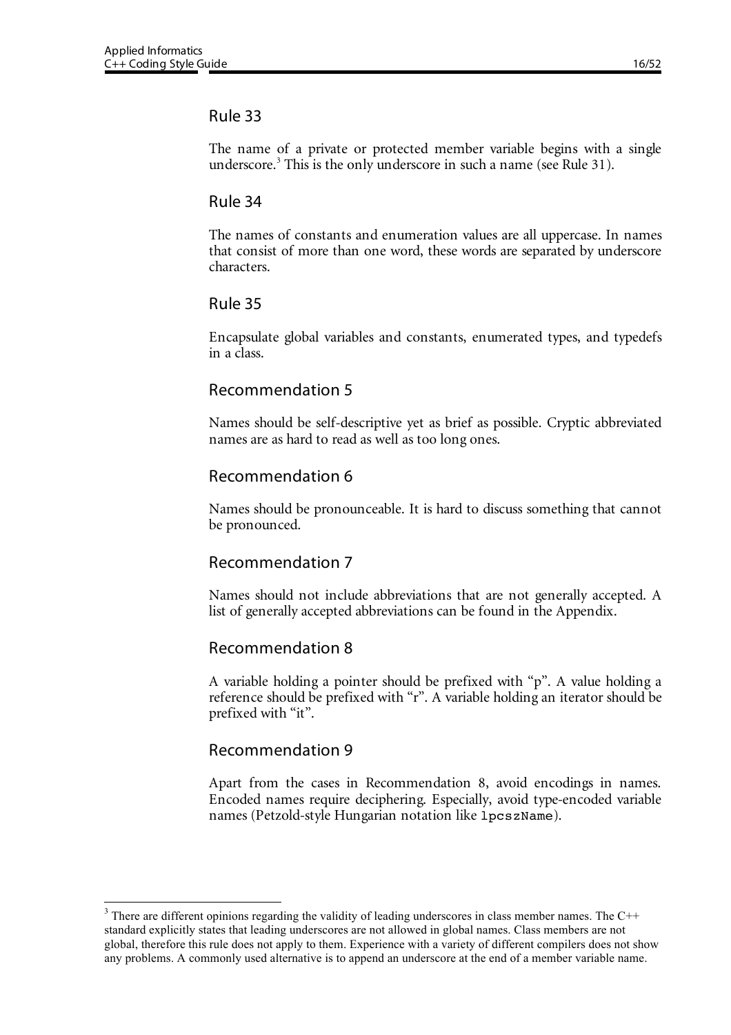### Rule 33

The name of a private or protected member variable begins with a single underscore.[3] This is the only underscore in such a name (see Rule 31).

### Rule 34

The names of constants and enumeration values are all uppercase. In names that consist of more than one word, these words are separated by underscore characters.

### Rule 35

Encapsulate global variables and constants, enumerated types, and typedefs in a class.

### Recommendation 5

Names should be self-descriptive yet as brief as possible. Cryptic abbreviated names are as hard to read as well as too long ones.

### Recommendation 6

Names should be pronounceable. It is hard to discuss something that cannot be pronounced.

### Recommendation 7

Names should not include abbreviations that are not generally accepted. A list of generally accepted abbreviations can be found in the Appendix.

### Recommendation 8

A variable holding a pointer should be prefixed with "p". A value holding a reference should be prefixed with "r". A variable holding an iterator should be prefixed with "it".

### Recommendation 9

Apart from the cases in Recommendation 8, avoid encodings in names. Encoded names require deciphering. Especially, avoid type-encoded variable names (Petzold-style Hungarian notation like `lpcszName`).

---

[3] There are different opinions regarding the validity of leading underscores in class member names. The C++ standard explicitly states that leading underscores are not allowed in global names. Class members are not global, therefore this rule does not apply to them. Experience with a variety of different compilers does not show any problems. A commonly used alternative is to append an underscore at the end of a member variable name.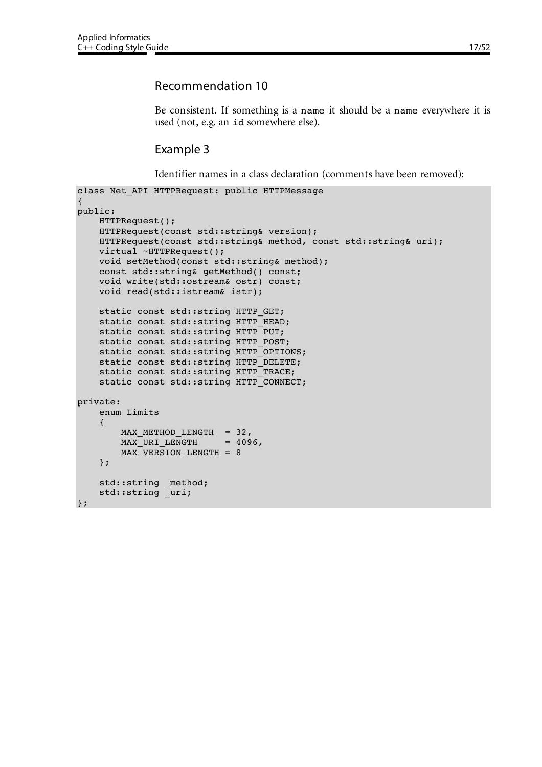### Recommendation 10

Be consistent. If something is a `name` it should be a `name` everywhere it is used (not, e.g. an `id` somewhere else).

### Example 3

Identifier names in a class declaration (comments have been removed):

```
class Net_API HTTPRequest: public HTTPMessage
{
public:
    HTTPRequest();
    HTTPRequest(const std::string& version);
    HTTPRequest(const std::string& method, const std::string& uri);
    virtual ~HTTPRequest();
    void setMethod(const std::string& method);
    const std::string& getMethod() const;
    void write(std::ostream& ostr) const;
    void read(std::istream& istr);

    static const std::string HTTP_GET;
    static const std::string HTTP_HEAD;
    static const std::string HTTP_PUT;
    static const std::string HTTP_POST;
    static const std::string HTTP_OPTIONS;
    static const std::string HTTP_DELETE;
    static const std::string HTTP_TRACE;
    static const std::string HTTP_CONNECT;

private:
    enum Limits
    {
        MAX_METHOD_LENGTH  = 32,
        MAX_URI_LENGTH     = 4096,
        MAX_VERSION_LENGTH = 8
    };

    std::string _method;
    std::string _uri;
};
```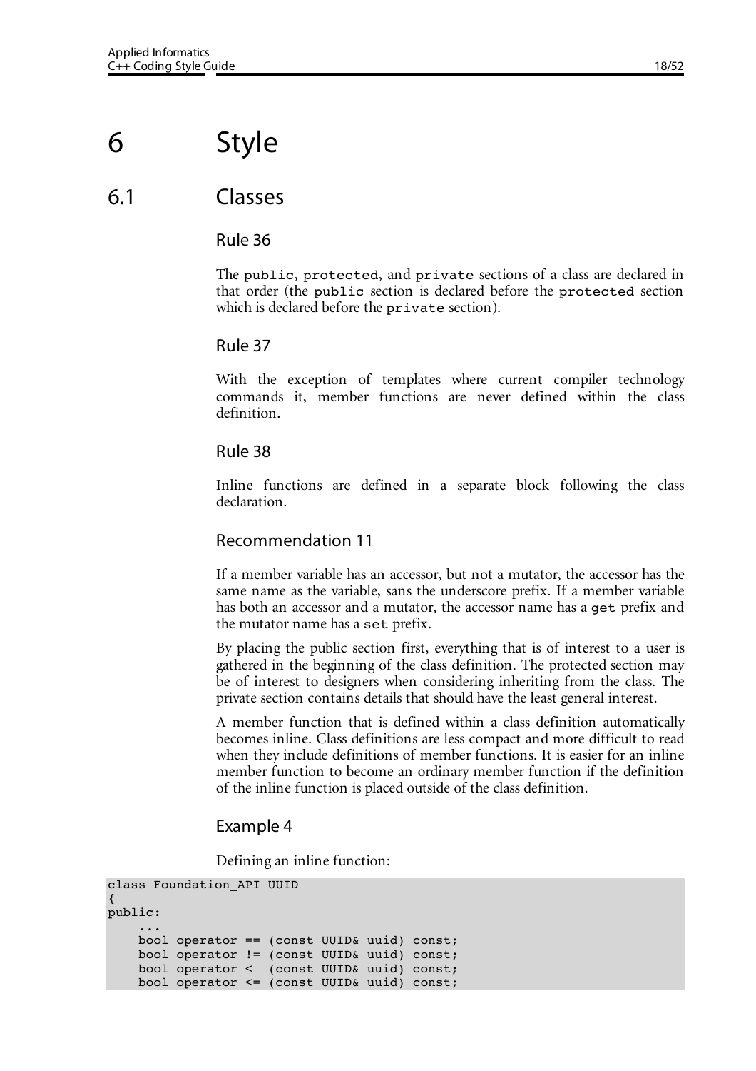# 6 Style

## 6.1 Classes

### Rule 36

The `public`, `protected`, and `private` sections of a class are declared in that order (the `public` section is declared before the `protected` section which is declared before the `private` section).

### Rule 37

With the exception of templates where current compiler technology commands it, member functions are never defined within the class definition.

### Rule 38

Inline functions are defined in a separate block following the class declaration.

### Recommendation 11

If a member variable has an accessor, but not a mutator, the accessor has the same name as the variable, sans the underscore prefix. If a member variable has both an accessor and a mutator, the accessor name has a `get` prefix and the mutator name has a `set` prefix.

By placing the public section first, everything that is of interest to a user is gathered in the beginning of the class definition. The protected section may be of interest to designers when considering inheriting from the class. The private section contains details that should have the least general interest.

A member function that is defined within a class definition automatically becomes inline. Class definitions are less compact and more difficult to read when they include definitions of member functions. It is easier for an inline member function to become an ordinary member function if the definition of the inline function is placed outside of the class definition.

### Example 4

Defining an inline function:

```
class Foundation_API UUID
{
public:
    ...
    bool operator == (const UUID& uuid) const;
    bool operator != (const UUID& uuid) const;
    bool operator <  (const UUID& uuid) const;
    bool operator <= (const UUID& uuid) const;
```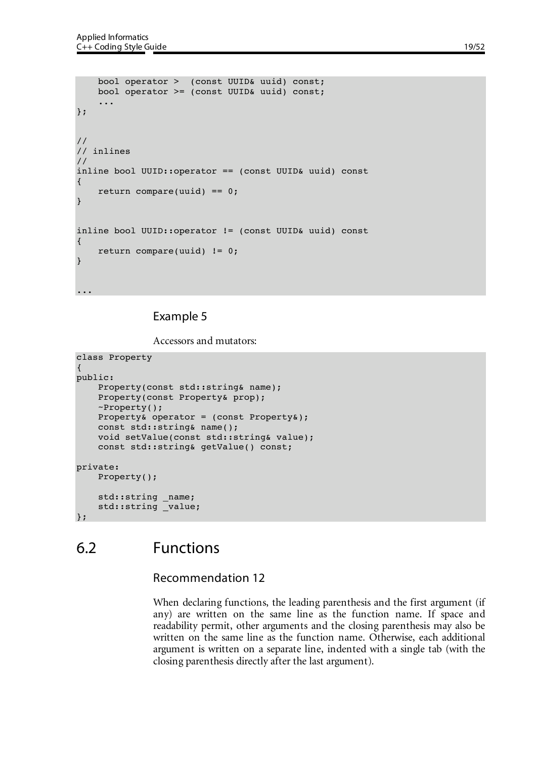```
    bool operator >  (const UUID& uuid) const;
    bool operator >= (const UUID& uuid) const;
    ...
};


//
// inlines
//
inline bool UUID::operator == (const UUID& uuid) const
{
    return compare(uuid) == 0;
}


inline bool UUID::operator != (const UUID& uuid) const
{
    return compare(uuid) != 0;
}


...
```

### Example 5

Accessors and mutators:

```
class Property
{
public:
    Property(const std::string& name);
    Property(const Property& prop);
    ~Property();
    Property& operator = (const Property&);
    const std::string& name();
    void setValue(const std::string& value);
    const std::string& getValue() const;

private:
    Property();

    std::string _name;
    std::string _value;
};
```

## 6.2 Functions

### Recommendation 12

When declaring functions, the leading parenthesis and the first argument (if any) are written on the same line as the function name. If space and readability permit, other arguments and the closing parenthesis may also be written on the same line as the function name. Otherwise, each additional argument is written on a separate line, indented with a single tab (with the closing parenthesis directly after the last argument).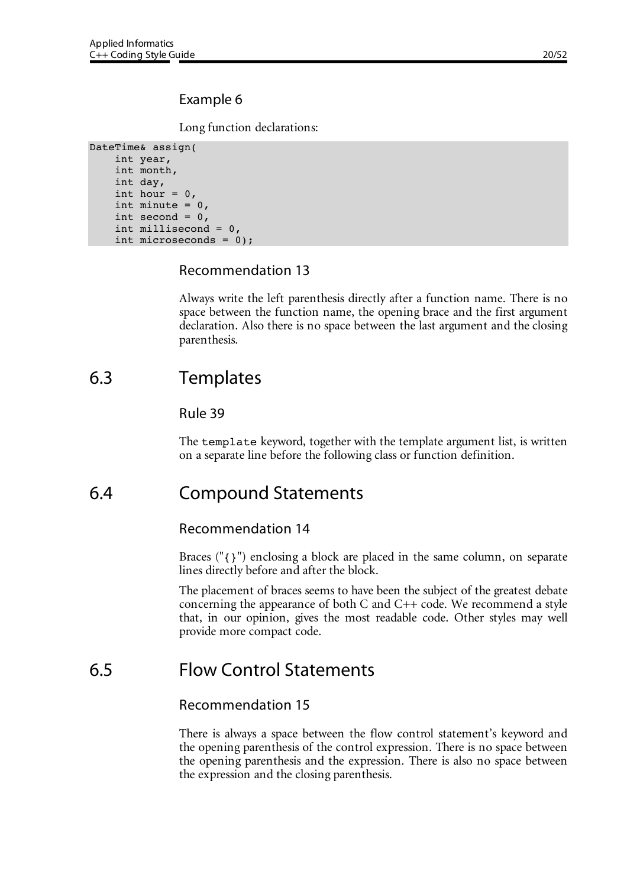#### Example 6

Long function declarations:

```
DateTime& assign(
    int year,
    int month,
    int day,
    int hour = 0,
    int minute = 0,
    int second = 0,
    int millisecond = 0,
    int microseconds = 0);
```

#### Recommendation 13

Always write the left parenthesis directly after a function name. There is no space between the function name, the opening brace and the first argument declaration. Also there is no space between the last argument and the closing parenthesis.

## 6.3 Templates

#### Rule 39

The `template` keyword, together with the template argument list, is written on a separate line before the following class or function definition.

## 6.4 Compound Statements

#### Recommendation 14

Braces ("`{}`") enclosing a block are placed in the same column, on separate lines directly before and after the block.

The placement of braces seems to have been the subject of the greatest debate concerning the appearance of both C and C++ code. We recommend a style that, in our opinion, gives the most readable code. Other styles may well provide more compact code.

## 6.5 Flow Control Statements

#### Recommendation 15

There is always a space between the flow control statement's keyword and the opening parenthesis of the control expression. There is no space between the opening parenthesis and the expression. There is also no space between the expression and the closing parenthesis.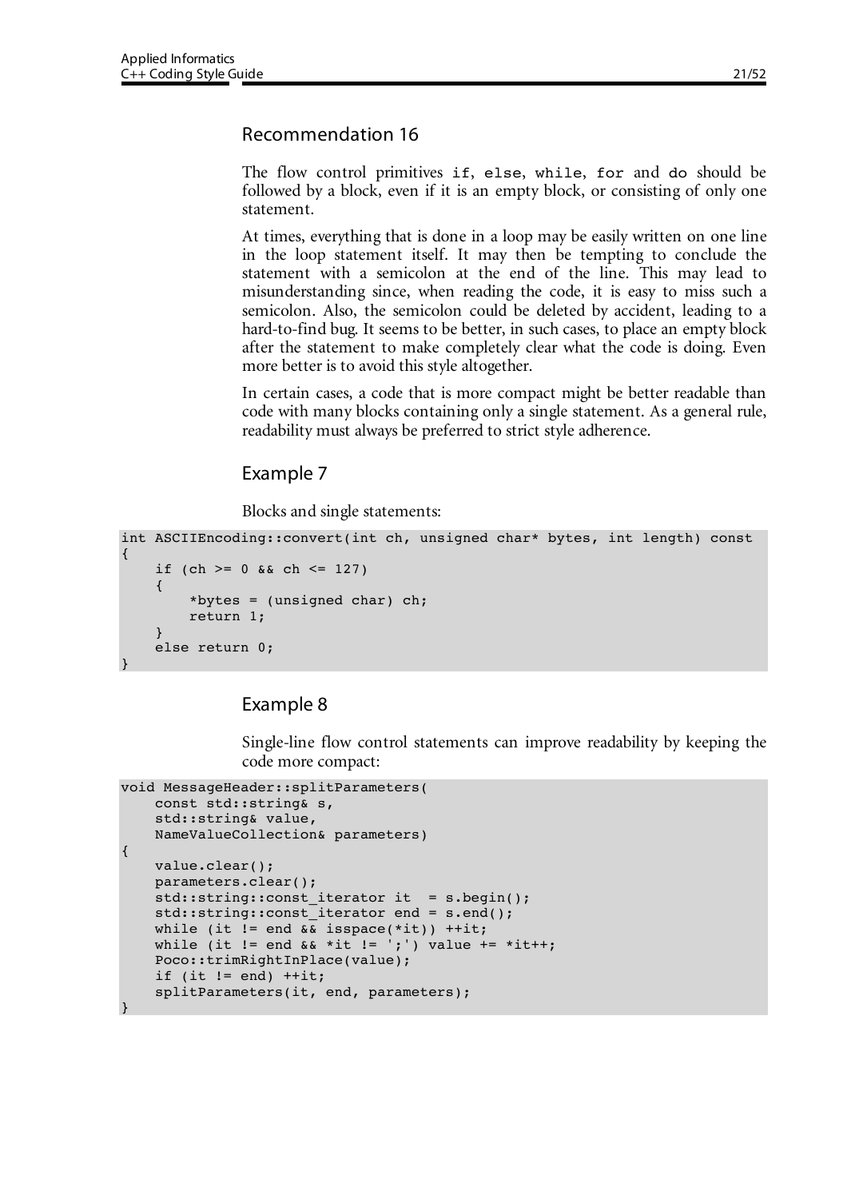## Recommendation 16

The flow control primitives `if`, `else`, `while`, `for` and `do` should be followed by a block, even if it is an empty block, or consisting of only one statement.

At times, everything that is done in a loop may be easily written on one line in the loop statement itself. It may then be tempting to conclude the statement with a semicolon at the end of the line. This may lead to misunderstanding since, when reading the code, it is easy to miss such a semicolon. Also, the semicolon could be deleted by accident, leading to a hard-to-find bug. It seems to be better, in such cases, to place an empty block after the statement to make completely clear what the code is doing. Even more better is to avoid this style altogether.

In certain cases, a code that is more compact might be better readable than code with many blocks containing only a single statement. As a general rule, readability must always be preferred to strict style adherence.

## Example 7

Blocks and single statements:

```
int ASCIIEncoding::convert(int ch, unsigned char* bytes, int length) const
{
    if (ch >= 0 && ch <= 127)
    {
        *bytes = (unsigned char) ch;
        return 1;
    }
    else return 0;
}
```

## Example 8

Single-line flow control statements can improve readability by keeping the code more compact:

```
void MessageHeader::splitParameters(
    const std::string& s,
    std::string& value,
    NameValueCollection& parameters)
{
    value.clear();
    parameters.clear();
    std::string::const_iterator it  = s.begin();
    std::string::const_iterator end = s.end();
    while (it != end && isspace(*it)) ++it;
    while (it != end && *it != ';') value += *it++;
    Poco::trimRightInPlace(value);
    if (it != end) ++it;
    splitParameters(it, end, parameters);
}
```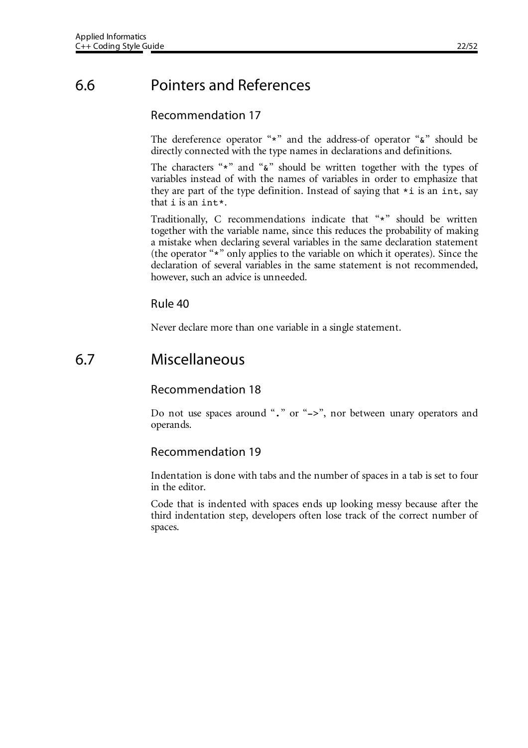## 6.6 Pointers and References

### Recommendation 17

The dereference operator "`*`" and the address-of operator "`&`" should be directly connected with the type names in declarations and definitions.

The characters "`*`" and "`&`" should be written together with the types of variables instead of with the names of variables in order to emphasize that they are part of the type definition. Instead of saying that `*i` is an `int`, say that `i` is an `int*`.

Traditionally, C recommendations indicate that "`*`" should be written together with the variable name, since this reduces the probability of making a mistake when declaring several variables in the same declaration statement (the operator "`*`" only applies to the variable on which it operates). Since the declaration of several variables in the same statement is not recommended, however, such an advice is unneeded.

### Rule 40

Never declare more than one variable in a single statement.

## 6.7 Miscellaneous

### Recommendation 18

Do not use spaces around "`.`" or "`->`", nor between unary operators and operands.

### Recommendation 19

Indentation is done with tabs and the number of spaces in a tab is set to four in the editor.

Code that is indented with spaces ends up looking messy because after the third indentation step, developers often lose track of the correct number of spaces.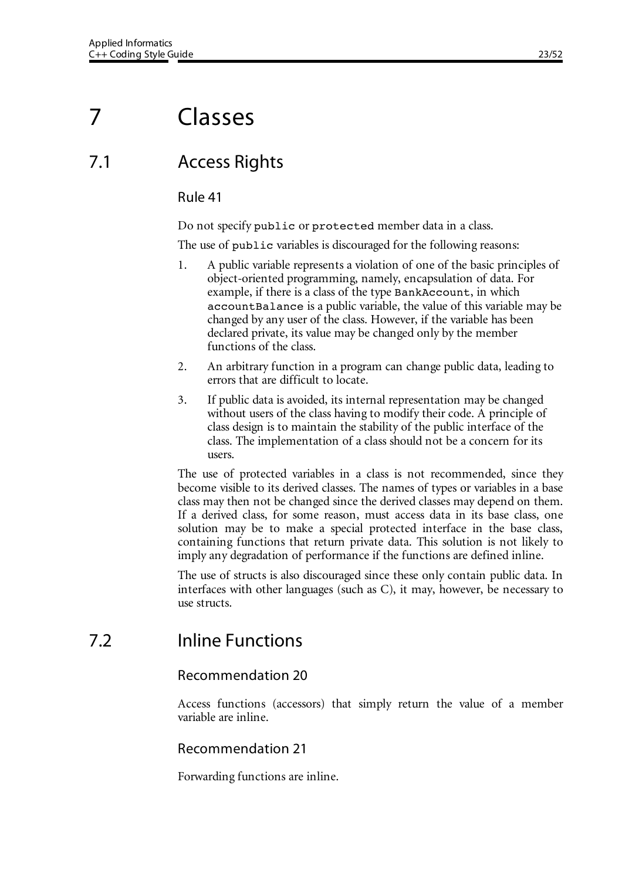# 7 Classes

## 7.1 Access Rights

### Rule 41

Do not specify `public` or `protected` member data in a class.

The use of `public` variables is discouraged for the following reasons:

1. A public variable represents a violation of one of the basic principles of object-oriented programming, namely, encapsulation of data. For example, if there is a class of the type `BankAccount`, in which `accountBalance` is a public variable, the value of this variable may be changed by any user of the class. However, if the variable has been declared private, its value may be changed only by the member functions of the class.
2. An arbitrary function in a program can change public data, leading to errors that are difficult to locate.
3. If public data is avoided, its internal representation may be changed without users of the class having to modify their code. A principle of class design is to maintain the stability of the public interface of the class. The implementation of a class should not be a concern for its users.

The use of protected variables in a class is not recommended, since they become visible to its derived classes. The names of types or variables in a base class may then not be changed since the derived classes may depend on them. If a derived class, for some reason, must access data in its base class, one solution may be to make a special protected interface in the base class, containing functions that return private data. This solution is not likely to imply any degradation of performance if the functions are defined inline.

The use of structs is also discouraged since these only contain public data. In interfaces with other languages (such as C), it may, however, be necessary to use structs.

## 7.2 Inline Functions

### Recommendation 20

Access functions (accessors) that simply return the value of a member variable are inline.

### Recommendation 21

Forwarding functions are inline.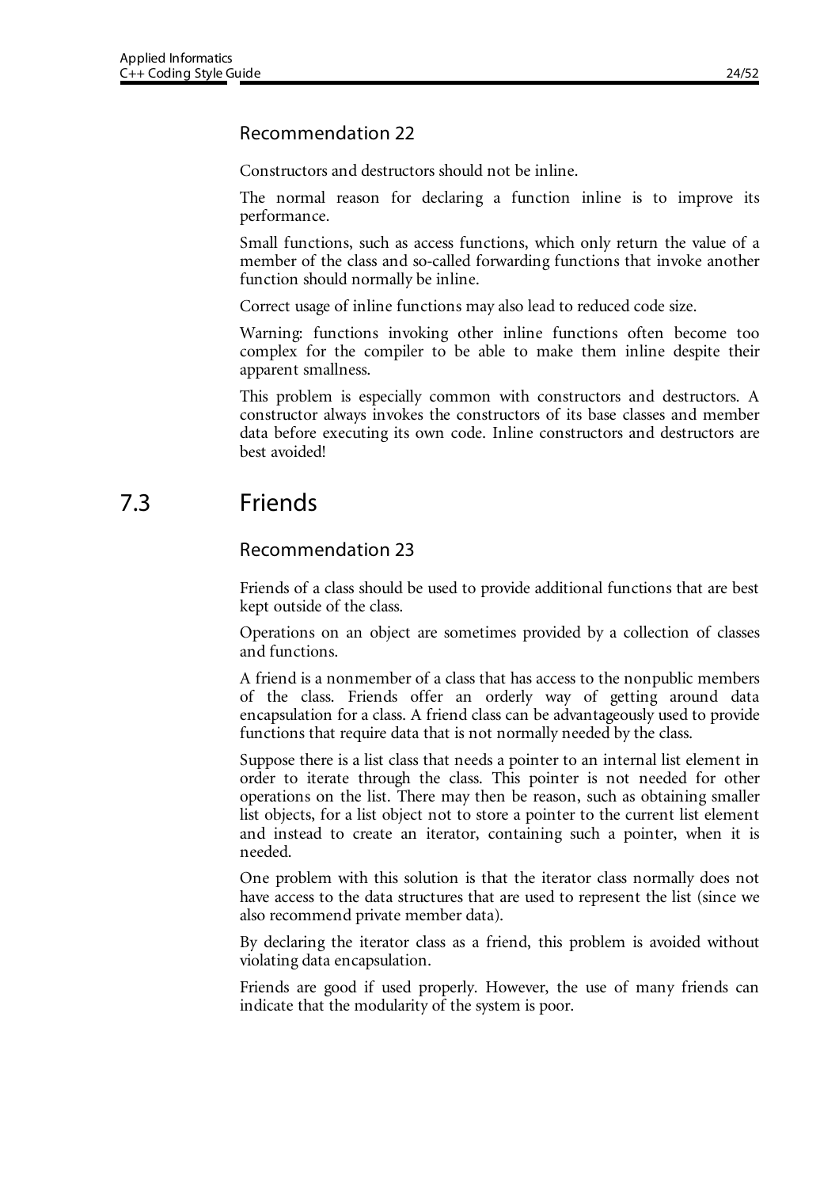### Recommendation 22

Constructors and destructors should not be inline.

The normal reason for declaring a function inline is to improve its performance.

Small functions, such as access functions, which only return the value of a member of the class and so-called forwarding functions that invoke another function should normally be inline.

Correct usage of inline functions may also lead to reduced code size.

Warning: functions invoking other inline functions often become too complex for the compiler to be able to make them inline despite their apparent smallness.

This problem is especially common with constructors and destructors. A constructor always invokes the constructors of its base classes and member data before executing its own code. Inline constructors and destructors are best avoided!

## 7.3 Friends

### Recommendation 23

Friends of a class should be used to provide additional functions that are best kept outside of the class.

Operations on an object are sometimes provided by a collection of classes and functions.

A friend is a nonmember of a class that has access to the nonpublic members of the class. Friends offer an orderly way of getting around data encapsulation for a class. A friend class can be advantageously used to provide functions that require data that is not normally needed by the class.

Suppose there is a list class that needs a pointer to an internal list element in order to iterate through the class. This pointer is not needed for other operations on the list. There may then be reason, such as obtaining smaller list objects, for a list object not to store a pointer to the current list element and instead to create an iterator, containing such a pointer, when it is needed.

One problem with this solution is that the iterator class normally does not have access to the data structures that are used to represent the list (since we also recommend private member data).

By declaring the iterator class as a friend, this problem is avoided without violating data encapsulation.

Friends are good if used properly. However, the use of many friends can indicate that the modularity of the system is poor.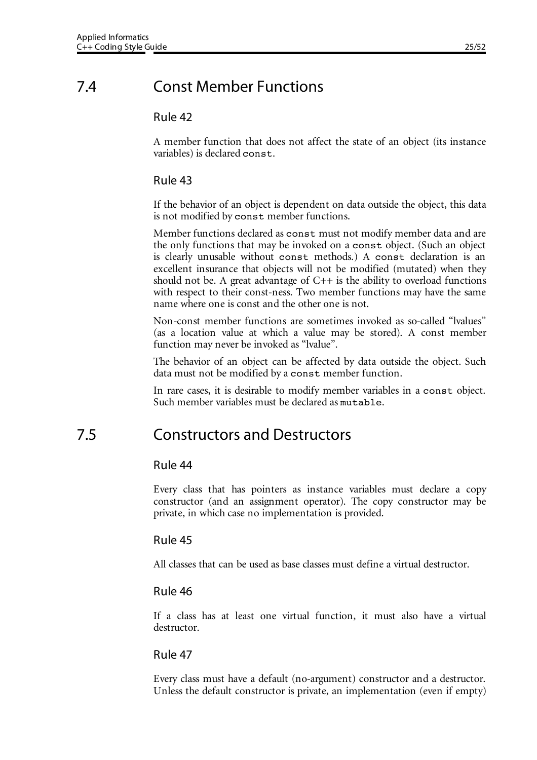## 7.4 Const Member Functions

### Rule 42

A member function that does not affect the state of an object (its instance variables) is declared `const`.

### Rule 43

If the behavior of an object is dependent on data outside the object, this data is not modified by `const` member functions.

Member functions declared as `const` must not modify member data and are the only functions that may be invoked on a `const` object. (Such an object is clearly unusable without `const` methods.) A `const` declaration is an excellent insurance that objects will not be modified (mutated) when they should not be. A great advantage of C++ is the ability to overload functions with respect to their const-ness. Two member functions may have the same name where one is const and the other one is not.

Non-const member functions are sometimes invoked as so-called "lvalues" (as a location value at which a value may be stored). A const member function may never be invoked as "lvalue".

The behavior of an object can be affected by data outside the object. Such data must not be modified by a `const` member function.

In rare cases, it is desirable to modify member variables in a `const` object. Such member variables must be declared as `mutable`.

## 7.5 Constructors and Destructors

### Rule 44

Every class that has pointers as instance variables must declare a copy constructor (and an assignment operator). The copy constructor may be private, in which case no implementation is provided.

### Rule 45

All classes that can be used as base classes must define a virtual destructor.

### Rule 46

If a class has at least one virtual function, it must also have a virtual destructor.

### Rule 47

Every class must have a default (no-argument) constructor and a destructor. Unless the default constructor is private, an implementation (even if empty)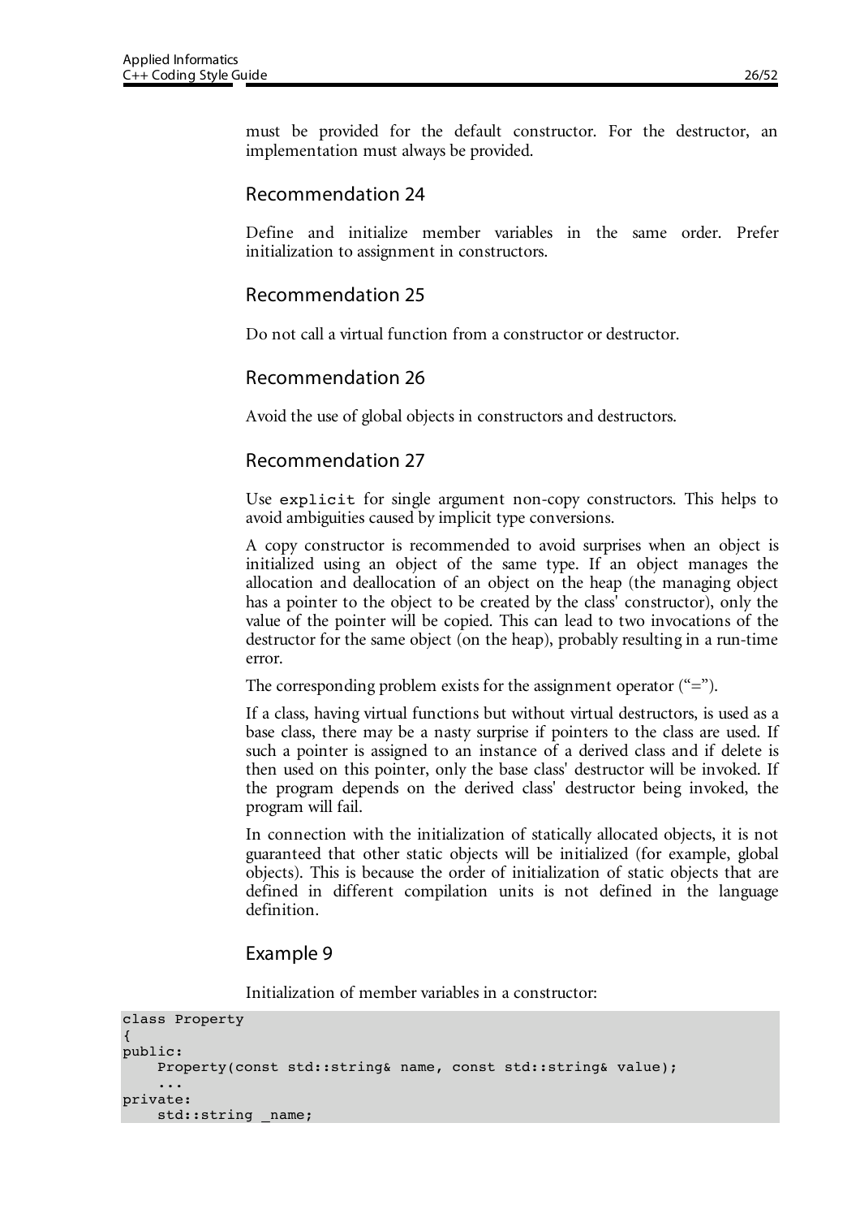must be provided for the default constructor. For the destructor, an implementation must always be provided.

## Recommendation 24

Define and initialize member variables in the same order. Prefer initialization to assignment in constructors.

## Recommendation 25

Do not call a virtual function from a constructor or destructor.

## Recommendation 26

Avoid the use of global objects in constructors and destructors.

## Recommendation 27

Use `explicit` for single argument non-copy constructors. This helps to avoid ambiguities caused by implicit type conversions.

A copy constructor is recommended to avoid surprises when an object is initialized using an object of the same type. If an object manages the allocation and deallocation of an object on the heap (the managing object has a pointer to the object to be created by the class' constructor), only the value of the pointer will be copied. This can lead to two invocations of the destructor for the same object (on the heap), probably resulting in a run-time error.

The corresponding problem exists for the assignment operator ("=").

If a class, having virtual functions but without virtual destructors, is used as a base class, there may be a nasty surprise if pointers to the class are used. If such a pointer is assigned to an instance of a derived class and if delete is then used on this pointer, only the base class' destructor will be invoked. If the program depends on the derived class' destructor being invoked, the program will fail.

In connection with the initialization of statically allocated objects, it is not guaranteed that other static objects will be initialized (for example, global objects). This is because the order of initialization of static objects that are defined in different compilation units is not defined in the language definition.

## Example 9

Initialization of member variables in a constructor:

```
class Property
{
public:
    Property(const std::string& name, const std::string& value);
    ...
private:
    std::string _name;
```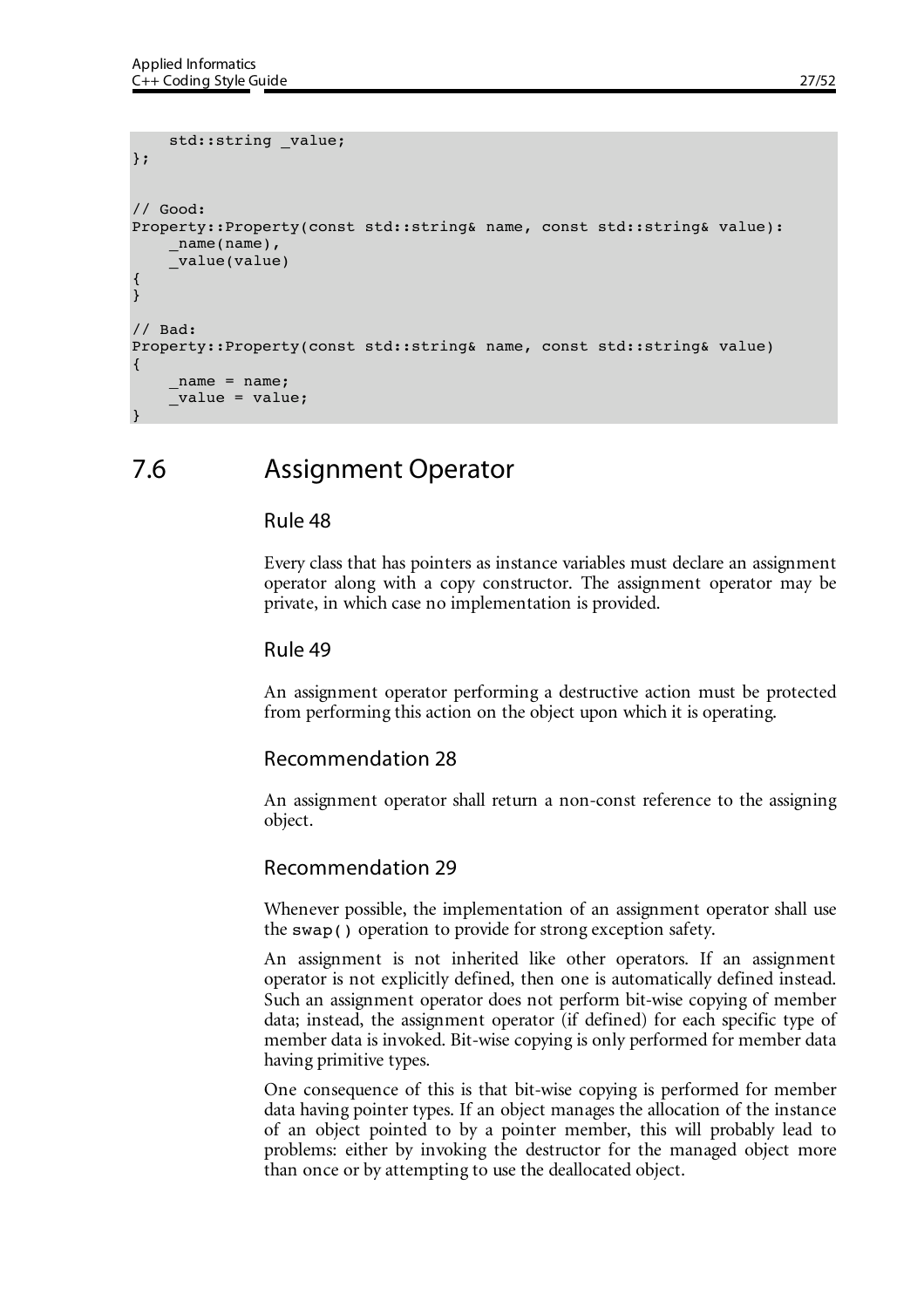```
    std::string _value;
};


// Good:
Property::Property(const std::string& name, const std::string& value):
    _name(name),
    _value(value)
{
}

// Bad:
Property::Property(const std::string& name, const std::string& value)
{
    _name = name;
    _value = value;
}
```

## 7.6 Assignment Operator

### Rule 48

Every class that has pointers as instance variables must declare an assignment operator along with a copy constructor. The assignment operator may be private, in which case no implementation is provided.

### Rule 49

An assignment operator performing a destructive action must be protected from performing this action on the object upon which it is operating.

### Recommendation 28

An assignment operator shall return a non-const reference to the assigning object.

### Recommendation 29

Whenever possible, the implementation of an assignment operator shall use the `swap()` operation to provide for strong exception safety.

An assignment is not inherited like other operators. If an assignment operator is not explicitly defined, then one is automatically defined instead. Such an assignment operator does not perform bit-wise copying of member data; instead, the assignment operator (if defined) for each specific type of member data is invoked. Bit-wise copying is only performed for member data having primitive types.

One consequence of this is that bit-wise copying is performed for member data having pointer types. If an object manages the allocation of the instance of an object pointed to by a pointer member, this will probably lead to problems: either by invoking the destructor for the managed object more than once or by attempting to use the deallocated object.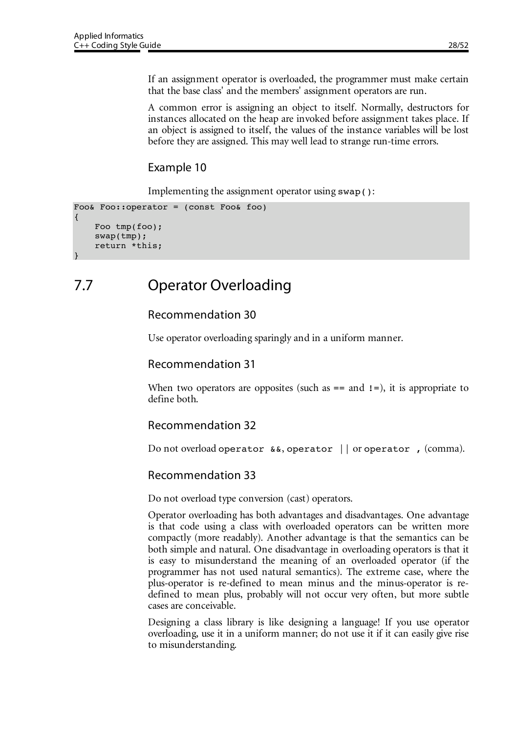If an assignment operator is overloaded, the programmer must make certain that the base class' and the members' assignment operators are run.

A common error is assigning an object to itself. Normally, destructors for instances allocated on the heap are invoked before assignment takes place. If an object is assigned to itself, the values of the instance variables will be lost before they are assigned. This may well lead to strange run-time errors.

### Example 10

Implementing the assignment operator using `swap()`:

```
Foo& Foo::operator = (const Foo& foo)
{
    Foo tmp(foo);
    swap(tmp);
    return *this;
}
```

## 7.7 Operator Overloading

### Recommendation 30

Use operator overloading sparingly and in a uniform manner.

### Recommendation 31

When two operators are opposites (such as `==` and `!=`), it is appropriate to define both.

### Recommendation 32

Do not overload `operator &&`, `operator ||` or `operator ,` (comma).

### Recommendation 33

Do not overload type conversion (cast) operators.

Operator overloading has both advantages and disadvantages. One advantage is that code using a class with overloaded operators can be written more compactly (more readably). Another advantage is that the semantics can be both simple and natural. One disadvantage in overloading operators is that it is easy to misunderstand the meaning of an overloaded operator (if the programmer has not used natural semantics). The extreme case, where the plus-operator is re-defined to mean minus and the minus-operator is re-defined to mean plus, probably will not occur very often, but more subtle cases are conceivable.

Designing a class library is like designing a language! If you use operator overloading, use it in a uniform manner; do not use it if it can easily give rise to misunderstanding.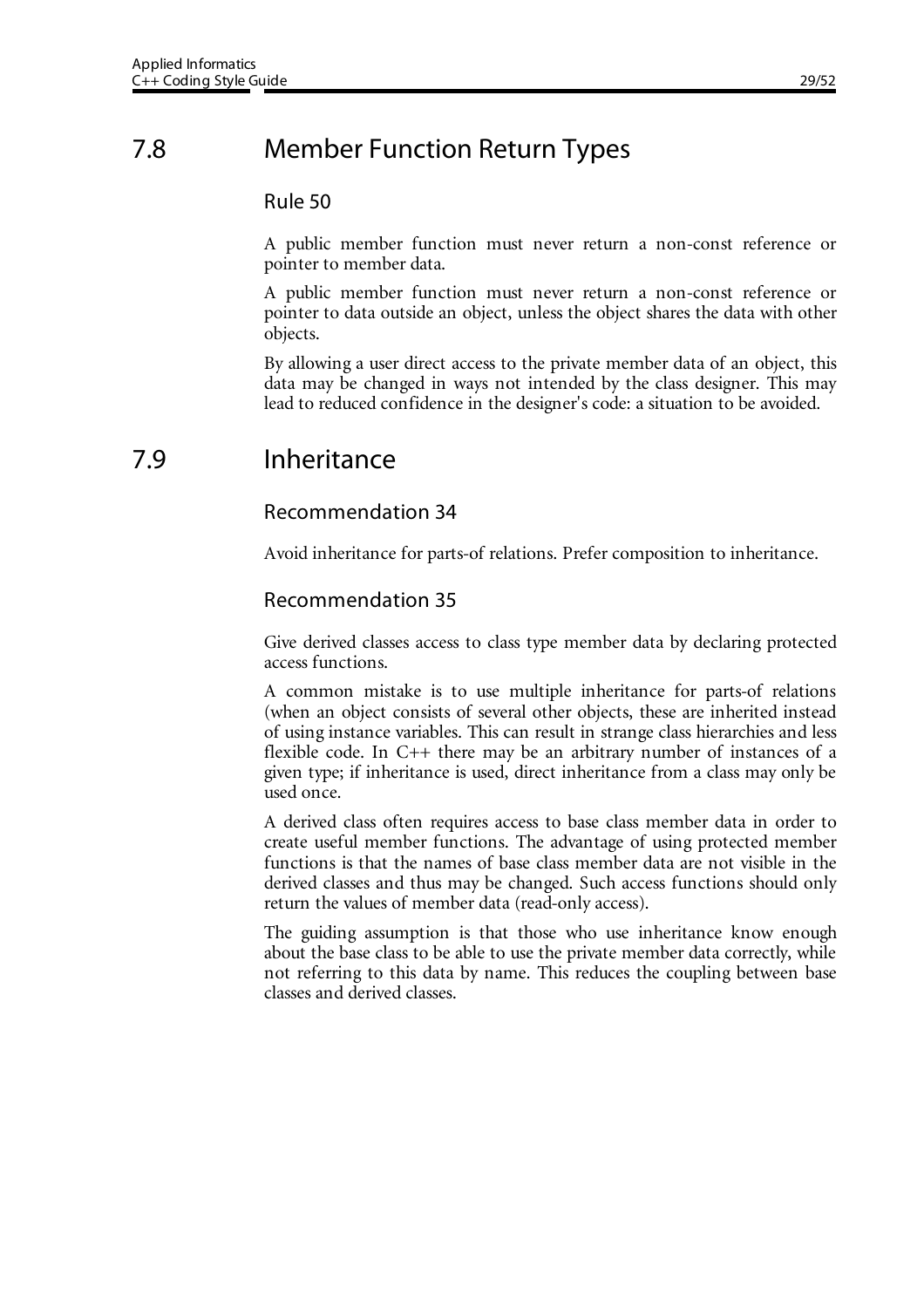## 7.8 Member Function Return Types

### Rule 50

A public member function must never return a non-const reference or pointer to member data.

A public member function must never return a non-const reference or pointer to data outside an object, unless the object shares the data with other objects.

By allowing a user direct access to the private member data of an object, this data may be changed in ways not intended by the class designer. This may lead to reduced confidence in the designer's code: a situation to be avoided.

## 7.9 Inheritance

### Recommendation 34

Avoid inheritance for parts-of relations. Prefer composition to inheritance.

### Recommendation 35

Give derived classes access to class type member data by declaring protected access functions.

A common mistake is to use multiple inheritance for parts-of relations (when an object consists of several other objects, these are inherited instead of using instance variables. This can result in strange class hierarchies and less flexible code. In C++ there may be an arbitrary number of instances of a given type; if inheritance is used, direct inheritance from a class may only be used once.

A derived class often requires access to base class member data in order to create useful member functions. The advantage of using protected member functions is that the names of base class member data are not visible in the derived classes and thus may be changed. Such access functions should only return the values of member data (read-only access).

The guiding assumption is that those who use inheritance know enough about the base class to be able to use the private member data correctly, while not referring to this data by name. This reduces the coupling between base classes and derived classes.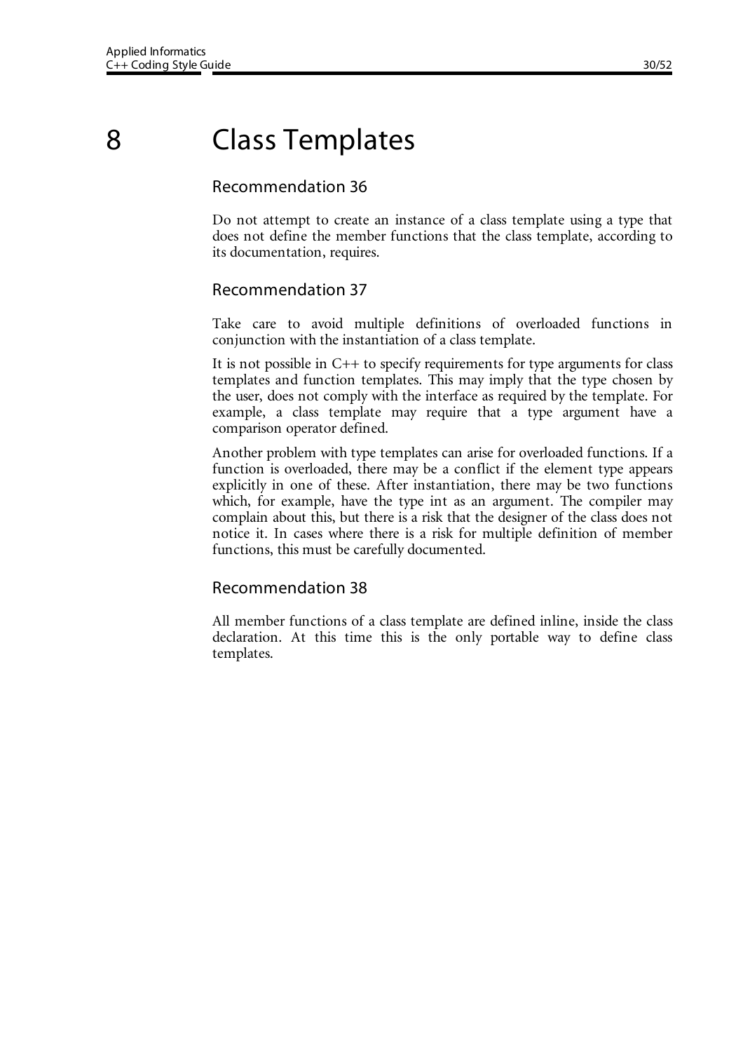# 8 Class Templates

## Recommendation 36

Do not attempt to create an instance of a class template using a type that does not define the member functions that the class template, according to its documentation, requires.

## Recommendation 37

Take care to avoid multiple definitions of overloaded functions in conjunction with the instantiation of a class template.

It is not possible in C++ to specify requirements for type arguments for class templates and function templates. This may imply that the type chosen by the user, does not comply with the interface as required by the template. For example, a class template may require that a type argument have a comparison operator defined.

Another problem with type templates can arise for overloaded functions. If a function is overloaded, there may be a conflict if the element type appears explicitly in one of these. After instantiation, there may be two functions which, for example, have the type int as an argument. The compiler may complain about this, but there is a risk that the designer of the class does not notice it. In cases where there is a risk for multiple definition of member functions, this must be carefully documented.

## Recommendation 38

All member functions of a class template are defined inline, inside the class declaration. At this time this is the only portable way to define class templates.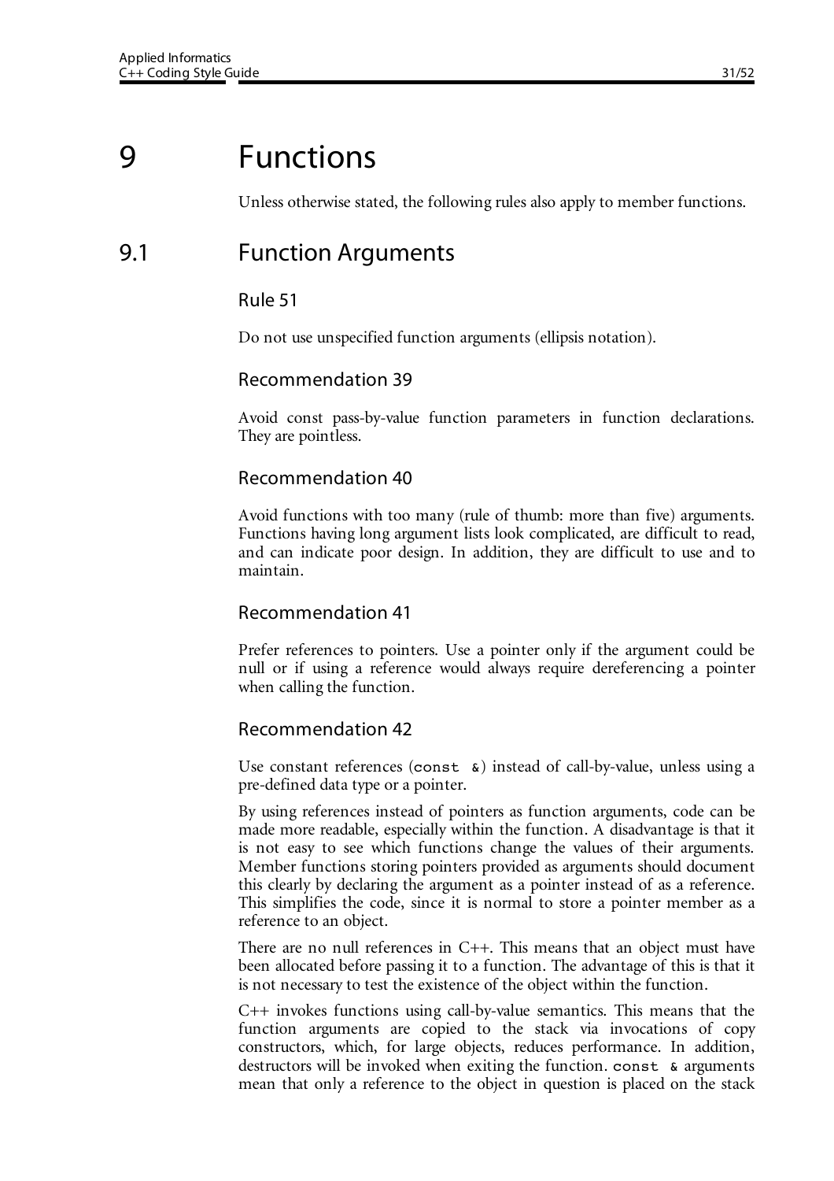# 9 Functions

Unless otherwise stated, the following rules also apply to member functions.

## 9.1 Function Arguments

### Rule 51

Do not use unspecified function arguments (ellipsis notation).

### Recommendation 39

Avoid const pass-by-value function parameters in function declarations. They are pointless.

### Recommendation 40

Avoid functions with too many (rule of thumb: more than five) arguments. Functions having long argument lists look complicated, are difficult to read, and can indicate poor design. In addition, they are difficult to use and to maintain.

### Recommendation 41

Prefer references to pointers. Use a pointer only if the argument could be null or if using a reference would always require dereferencing a pointer when calling the function.

### Recommendation 42

Use constant references (`const &`) instead of call-by-value, unless using a pre-defined data type or a pointer.

By using references instead of pointers as function arguments, code can be made more readable, especially within the function. A disadvantage is that it is not easy to see which functions change the values of their arguments. Member functions storing pointers provided as arguments should document this clearly by declaring the argument as a pointer instead of as a reference. This simplifies the code, since it is normal to store a pointer member as a reference to an object.

There are no null references in C++. This means that an object must have been allocated before passing it to a function. The advantage of this is that it is not necessary to test the existence of the object within the function.

C++ invokes functions using call-by-value semantics. This means that the function arguments are copied to the stack via invocations of copy constructors, which, for large objects, reduces performance. In addition, destructors will be invoked when exiting the function. `const &` arguments mean that only a reference to the object in question is placed on the stack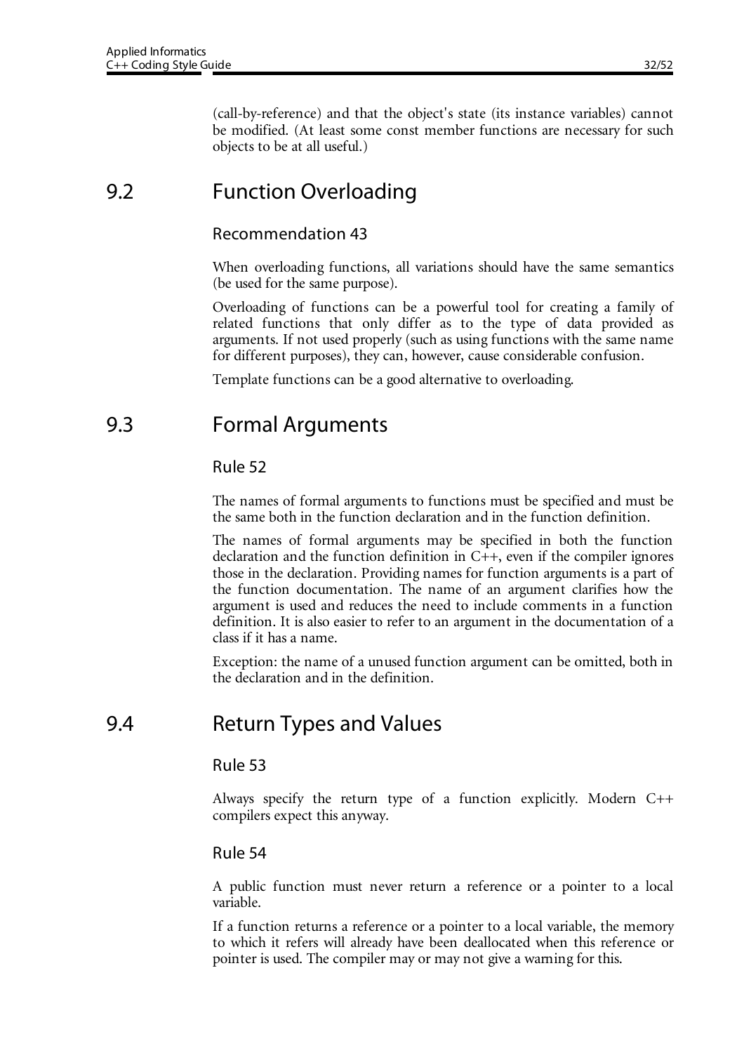(call-by-reference) and that the object's state (its instance variables) cannot be modified. (At least some const member functions are necessary for such objects to be at all useful.)

## 9.2 Function Overloading

### Recommendation 43

When overloading functions, all variations should have the same semantics (be used for the same purpose).

Overloading of functions can be a powerful tool for creating a family of related functions that only differ as to the type of data provided as arguments. If not used properly (such as using functions with the same name for different purposes), they can, however, cause considerable confusion.

Template functions can be a good alternative to overloading.

## 9.3 Formal Arguments

### Rule 52

The names of formal arguments to functions must be specified and must be the same both in the function declaration and in the function definition.

The names of formal arguments may be specified in both the function declaration and the function definition in C++, even if the compiler ignores those in the declaration. Providing names for function arguments is a part of the function documentation. The name of an argument clarifies how the argument is used and reduces the need to include comments in a function definition. It is also easier to refer to an argument in the documentation of a class if it has a name.

Exception: the name of a unused function argument can be omitted, both in the declaration and in the definition.

## 9.4 Return Types and Values

### Rule 53

Always specify the return type of a function explicitly. Modern C++ compilers expect this anyway.

### Rule 54

A public function must never return a reference or a pointer to a local variable.

If a function returns a reference or a pointer to a local variable, the memory to which it refers will already have been deallocated when this reference or pointer is used. The compiler may or may not give a warning for this.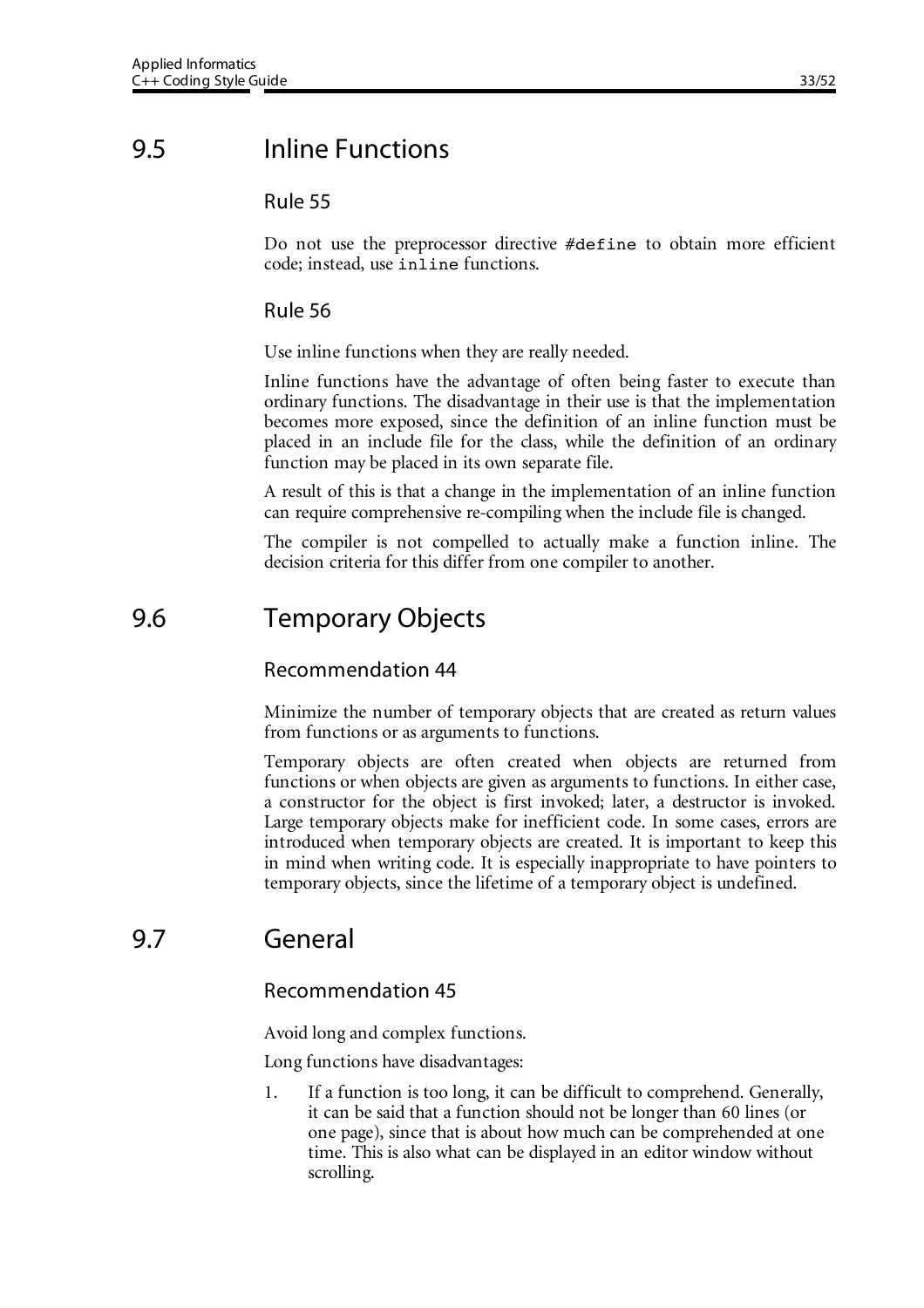## 9.5 Inline Functions

### Rule 55

Do not use the preprocessor directive `#define` to obtain more efficient code; instead, use `inline` functions.

### Rule 56

Use inline functions when they are really needed.

Inline functions have the advantage of often being faster to execute than ordinary functions. The disadvantage in their use is that the implementation becomes more exposed, since the definition of an inline function must be placed in an include file for the class, while the definition of an ordinary function may be placed in its own separate file.

A result of this is that a change in the implementation of an inline function can require comprehensive re-compiling when the include file is changed.

The compiler is not compelled to actually make a function inline. The decision criteria for this differ from one compiler to another.

## 9.6 Temporary Objects

### Recommendation 44

Minimize the number of temporary objects that are created as return values from functions or as arguments to functions.

Temporary objects are often created when objects are returned from functions or when objects are given as arguments to functions. In either case, a constructor for the object is first invoked; later, a destructor is invoked. Large temporary objects make for inefficient code. In some cases, errors are introduced when temporary objects are created. It is important to keep this in mind when writing code. It is especially inappropriate to have pointers to temporary objects, since the lifetime of a temporary object is undefined.

## 9.7 General

### Recommendation 45

Avoid long and complex functions.

Long functions have disadvantages:

1. If a function is too long, it can be difficult to comprehend. Generally, it can be said that a function should not be longer than 60 lines (or one page), since that is about how much can be comprehended at one time. This is also what can be displayed in an editor window without scrolling.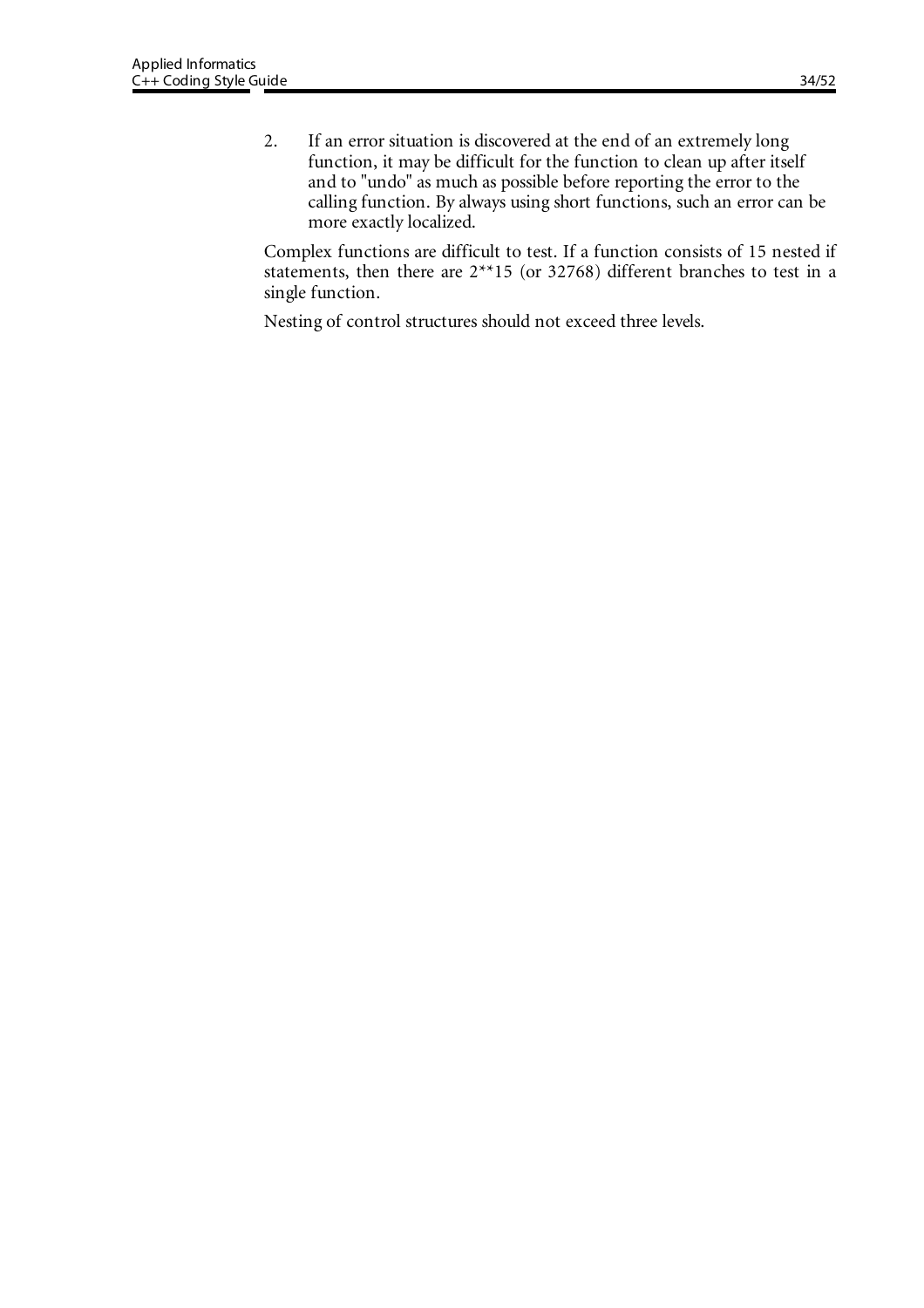2. If an error situation is discovered at the end of an extremely long function, it may be difficult for the function to clean up after itself and to "undo" as much as possible before reporting the error to the calling function. By always using short functions, such an error can be more exactly localized.

Complex functions are difficult to test. If a function consists of 15 nested if statements, then there are 2**15 (or 32768) different branches to test in a single function.

Nesting of control structures should not exceed three levels.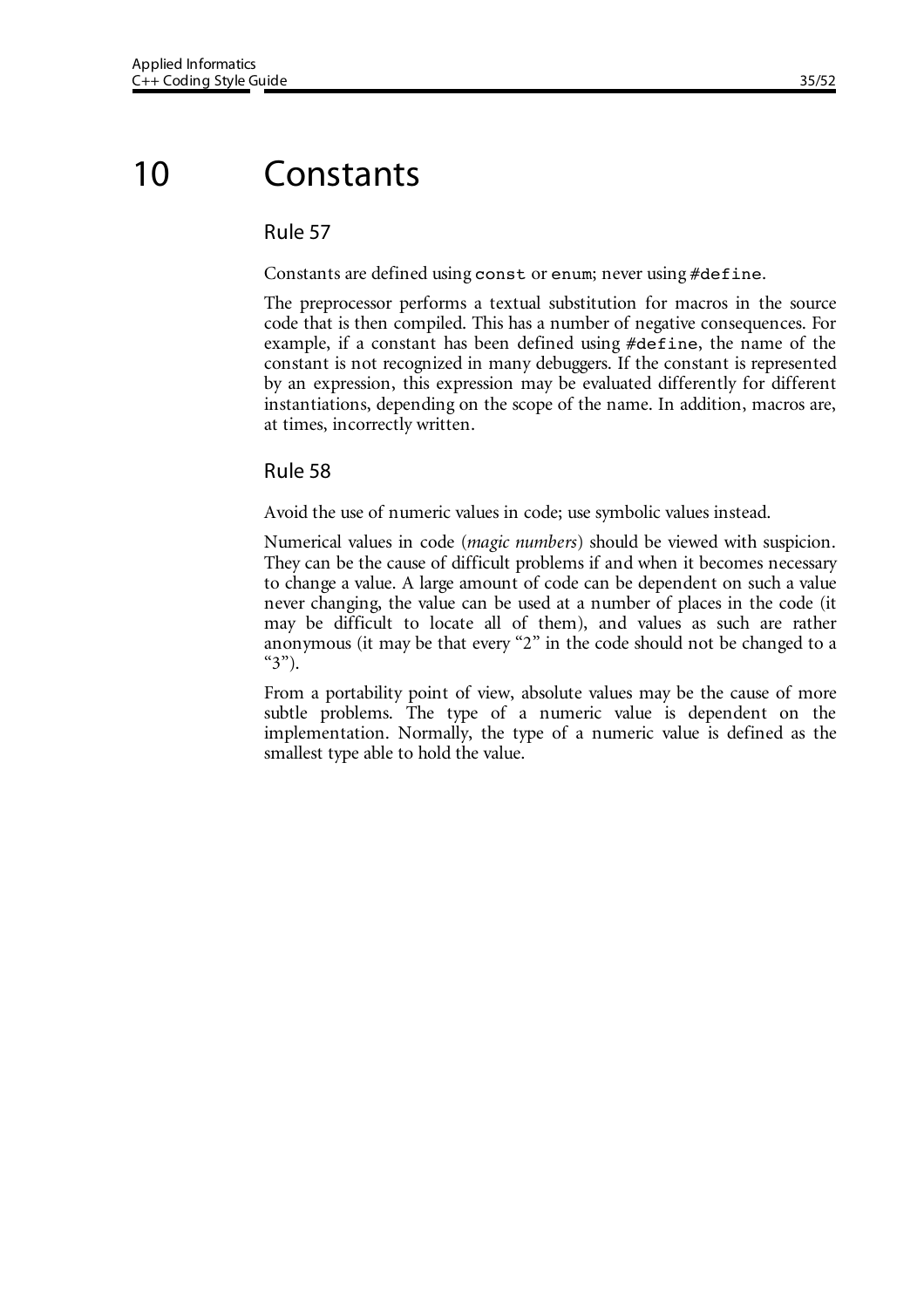# 10 Constants

## Rule 57

Constants are defined using `const` or `enum`; never using `#define`.

The preprocessor performs a textual substitution for macros in the source code that is then compiled. This has a number of negative consequences. For example, if a constant has been defined using `#define`, the name of the constant is not recognized in many debuggers. If the constant is represented by an expression, this expression may be evaluated differently for different instantiations, depending on the scope of the name. In addition, macros are, at times, incorrectly written.

## Rule 58

Avoid the use of numeric values in code; use symbolic values instead.

Numerical values in code (*magic numbers*) should be viewed with suspicion. They can be the cause of difficult problems if and when it becomes necessary to change a value. A large amount of code can be dependent on such a value never changing, the value can be used at a number of places in the code (it may be difficult to locate all of them), and values as such are rather anonymous (it may be that every "2" in the code should not be changed to a "3").

From a portability point of view, absolute values may be the cause of more subtle problems. The type of a numeric value is dependent on the implementation. Normally, the type of a numeric value is defined as the smallest type able to hold the value.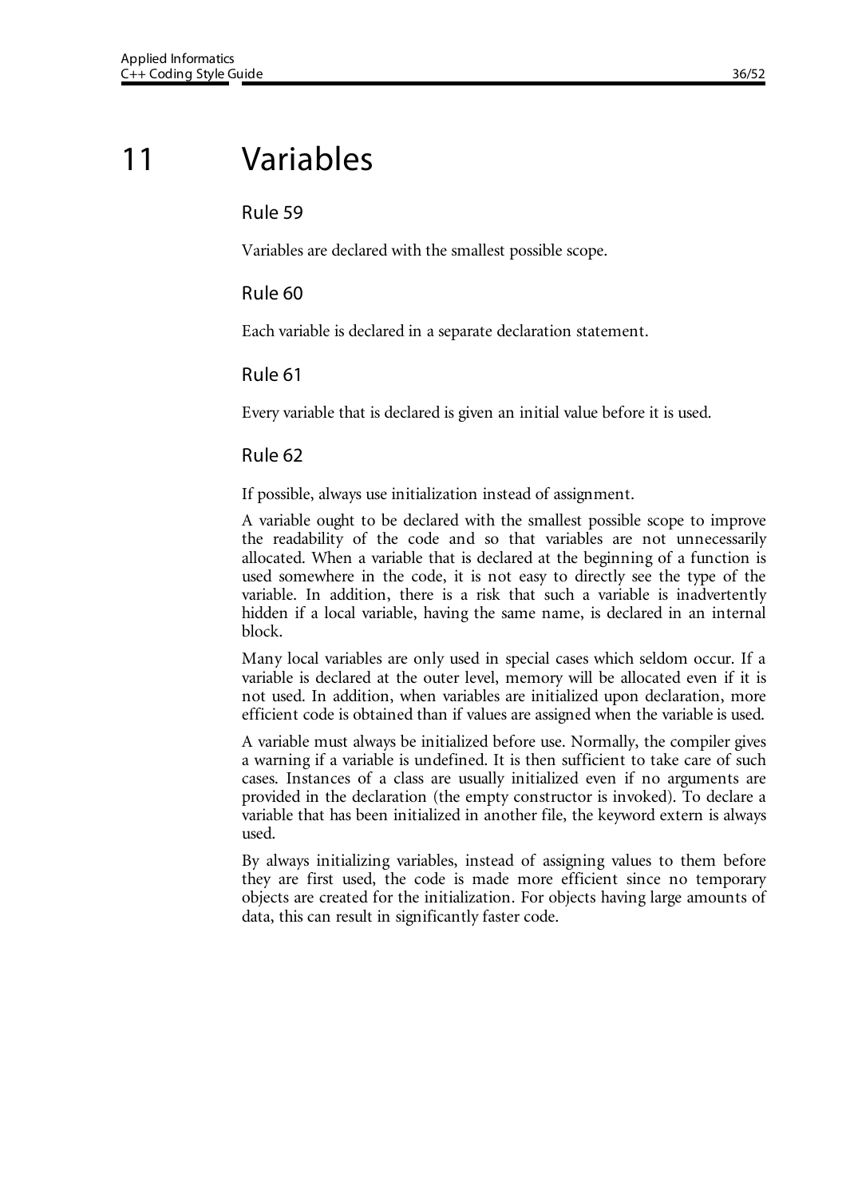# 11 Variables

## Rule 59

Variables are declared with the smallest possible scope.

## Rule 60

Each variable is declared in a separate declaration statement.

## Rule 61

Every variable that is declared is given an initial value before it is used.

## Rule 62

If possible, always use initialization instead of assignment.

A variable ought to be declared with the smallest possible scope to improve the readability of the code and so that variables are not unnecessarily allocated. When a variable that is declared at the beginning of a function is used somewhere in the code, it is not easy to directly see the type of the variable. In addition, there is a risk that such a variable is inadvertently hidden if a local variable, having the same name, is declared in an internal block.

Many local variables are only used in special cases which seldom occur. If a variable is declared at the outer level, memory will be allocated even if it is not used. In addition, when variables are initialized upon declaration, more efficient code is obtained than if values are assigned when the variable is used.

A variable must always be initialized before use. Normally, the compiler gives a warning if a variable is undefined. It is then sufficient to take care of such cases. Instances of a class are usually initialized even if no arguments are provided in the declaration (the empty constructor is invoked). To declare a variable that has been initialized in another file, the keyword extern is always used.

By always initializing variables, instead of assigning values to them before they are first used, the code is made more efficient since no temporary objects are created for the initialization. For objects having large amounts of data, this can result in significantly faster code.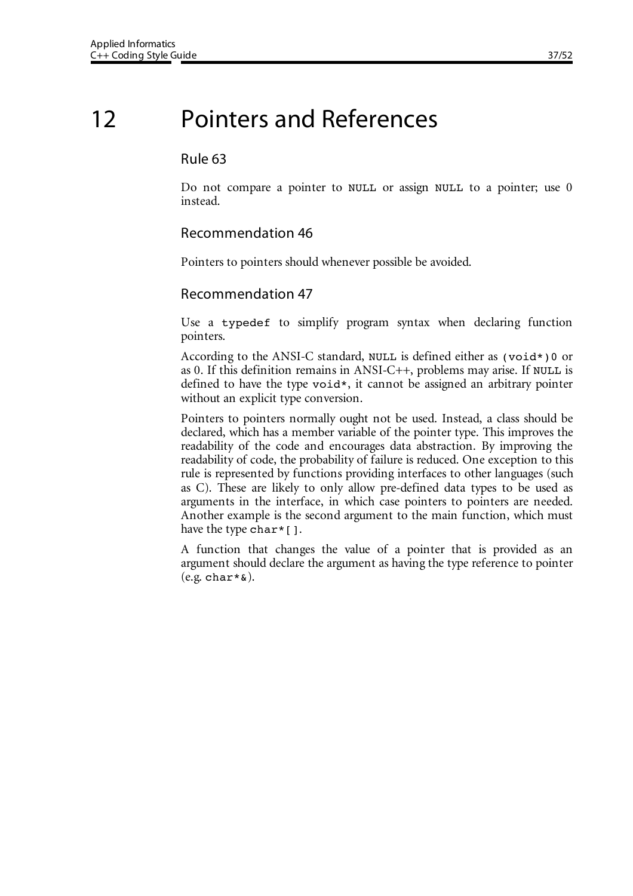# 12 Pointers and References

### Rule 63

Do not compare a pointer to `NULL` or assign `NULL` to a pointer; use 0 instead.

### Recommendation 46

Pointers to pointers should whenever possible be avoided.

### Recommendation 47

Use a `typedef` to simplify program syntax when declaring function pointers.

According to the ANSI-C standard, `NULL` is defined either as `(void*)0` or as 0. If this definition remains in ANSI-C++, problems may arise. If `NULL` is defined to have the type `void*`, it cannot be assigned an arbitrary pointer without an explicit type conversion.

Pointers to pointers normally ought not be used. Instead, a class should be declared, which has a member variable of the pointer type. This improves the readability of the code and encourages data abstraction. By improving the readability of code, the probability of failure is reduced. One exception to this rule is represented by functions providing interfaces to other languages (such as C). These are likely to only allow pre-defined data types to be used as arguments in the interface, in which case pointers to pointers are needed. Another example is the second argument to the main function, which must have the type `char*[]`.

A function that changes the value of a pointer that is provided as an argument should declare the argument as having the type reference to pointer (e.g. `char*&`).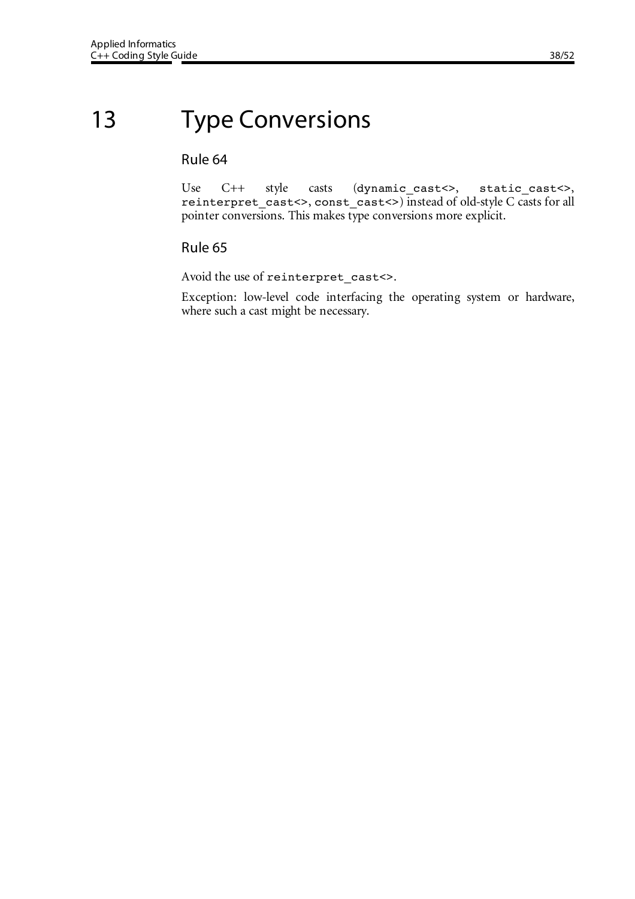# 13 Type Conversions

## Rule 64

Use C++ style casts (`dynamic_cast<>`, `static_cast<>`, `reinterpret_cast<>`, `const_cast<>`) instead of old-style C casts for all pointer conversions. This makes type conversions more explicit.

## Rule 65

Avoid the use of `reinterpret_cast<>`.

Exception: low-level code interfacing the operating system or hardware, where such a cast might be necessary.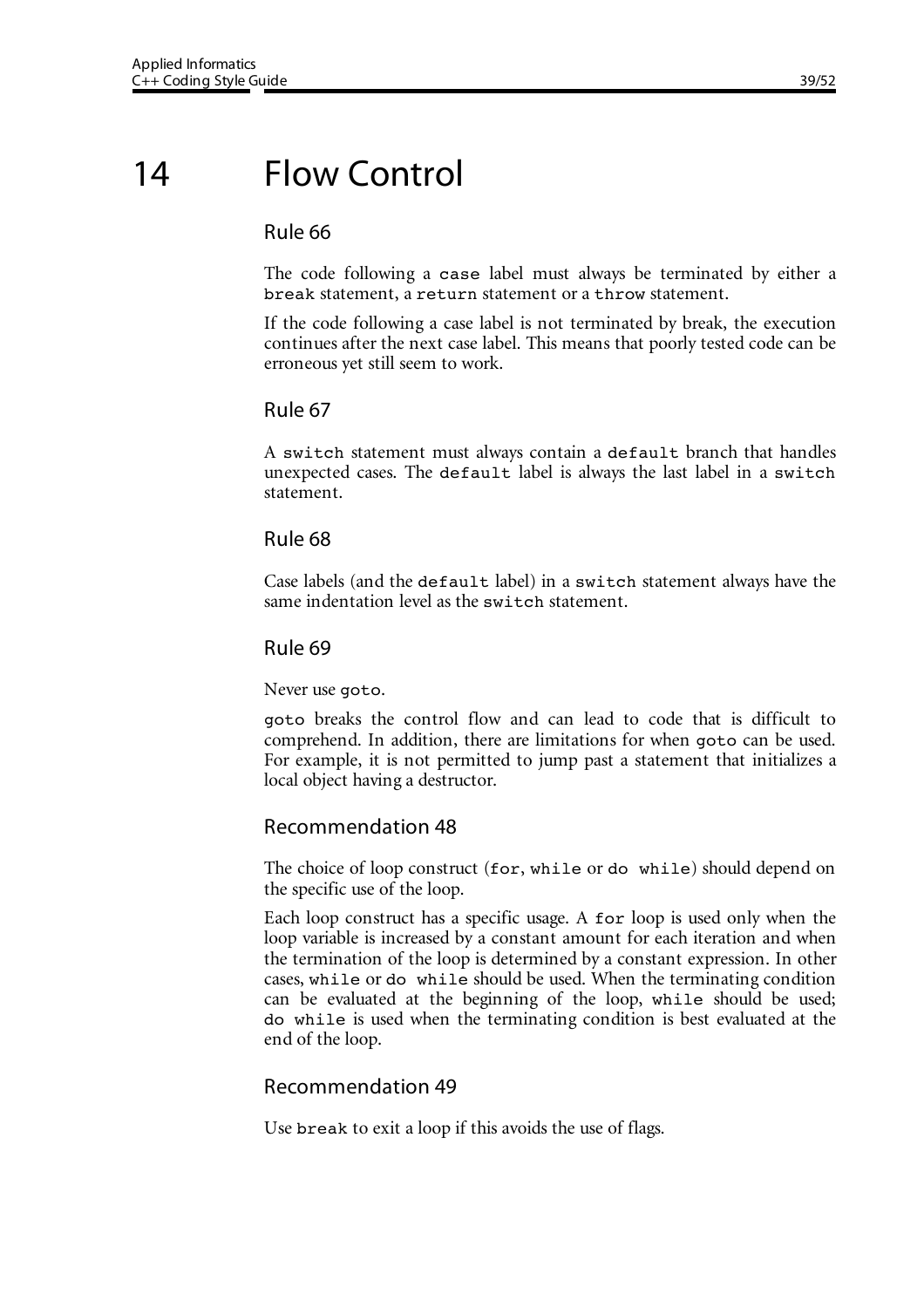# 14 Flow Control

## Rule 66

The code following a `case` label must always be terminated by either a `break` statement, a `return` statement or a `throw` statement.

If the code following a case label is not terminated by break, the execution continues after the next case label. This means that poorly tested code can be erroneous yet still seem to work.

## Rule 67

A `switch` statement must always contain a `default` branch that handles unexpected cases. The `default` label is always the last label in a `switch` statement.

## Rule 68

Case labels (and the `default` label) in a `switch` statement always have the same indentation level as the `switch` statement.

## Rule 69

Never use `goto`.

`goto` breaks the control flow and can lead to code that is difficult to comprehend. In addition, there are limitations for when `goto` can be used. For example, it is not permitted to jump past a statement that initializes a local object having a destructor.

## Recommendation 48

The choice of loop construct (`for`, `while` or `do while`) should depend on the specific use of the loop.

Each loop construct has a specific usage. A `for` loop is used only when the loop variable is increased by a constant amount for each iteration and when the termination of the loop is determined by a constant expression. In other cases, `while` or `do while` should be used. When the terminating condition can be evaluated at the beginning of the loop, `while` should be used; `do while` is used when the terminating condition is best evaluated at the end of the loop.

## Recommendation 49

Use `break` to exit a loop if this avoids the use of flags.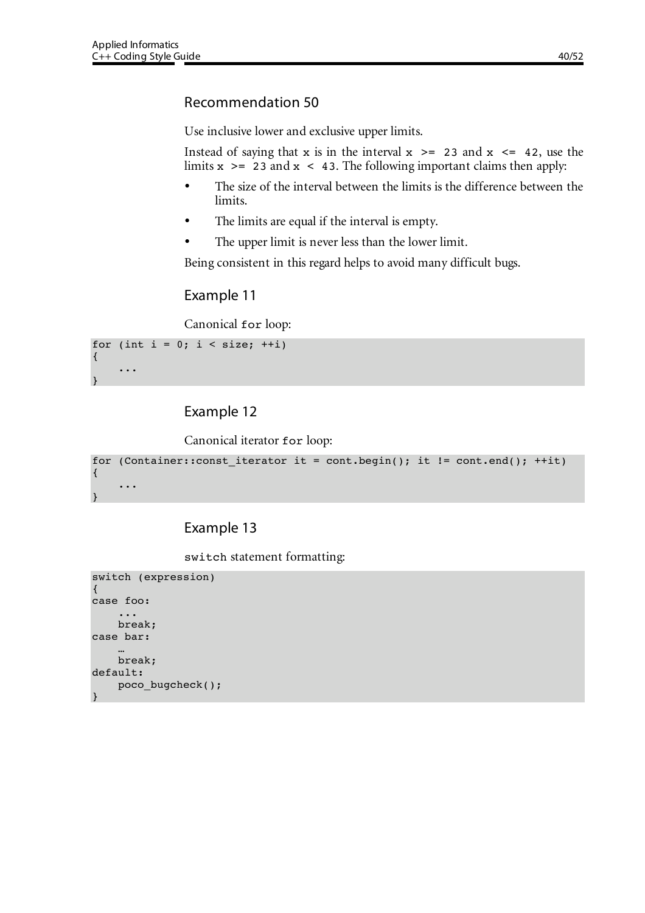## Recommendation 50

Use inclusive lower and exclusive upper limits.

Instead of saying that `x` is in the interval `x >= 23` and `x <= 42`, use the limits `x >= 23` and `x < 43`. The following important claims then apply:

- The size of the interval between the limits is the difference between the limits.
- The limits are equal if the interval is empty.
- The upper limit is never less than the lower limit.

Being consistent in this regard helps to avoid many difficult bugs.

## Example 11

Canonical `for` loop:

```
for (int i = 0; i < size; ++i)
{
    ...
}
```

## Example 12

Canonical iterator `for` loop:

```
for (Container::const_iterator it = cont.begin(); it != cont.end(); ++it)
{
    ...
}
```

## Example 13

`switch` statement formatting:

```
switch (expression)
{
case foo:
    ...
    break;
case bar:
    …
    break;
default:
    poco_bugcheck();
}
```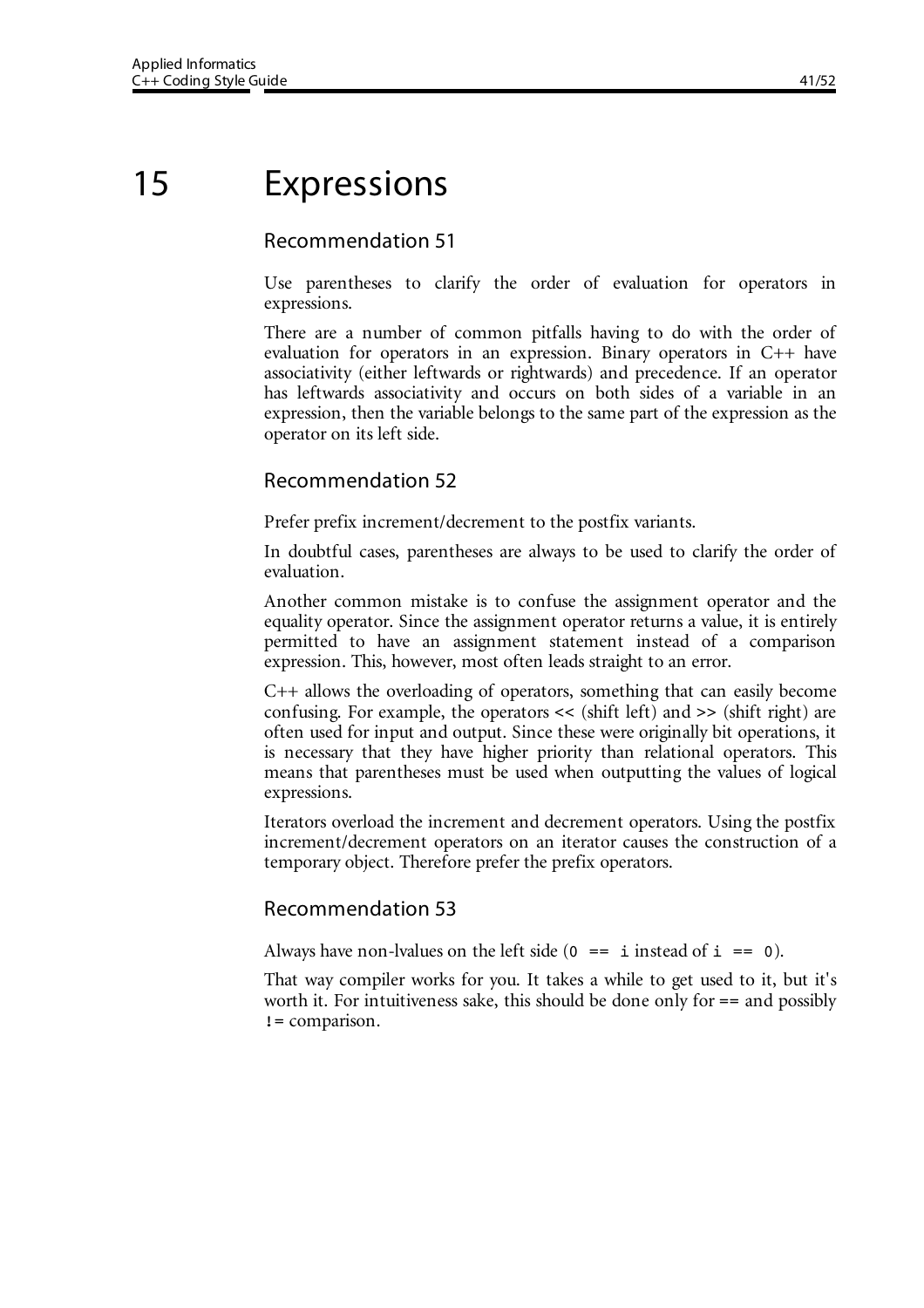# 15 Expressions

## Recommendation 51

Use parentheses to clarify the order of evaluation for operators in expressions.

There are a number of common pitfalls having to do with the order of evaluation for operators in an expression. Binary operators in C++ have associativity (either leftwards or rightwards) and precedence. If an operator has leftwards associativity and occurs on both sides of a variable in an expression, then the variable belongs to the same part of the expression as the operator on its left side.

## Recommendation 52

Prefer prefix increment/decrement to the postfix variants.

In doubtful cases, parentheses are always to be used to clarify the order of evaluation.

Another common mistake is to confuse the assignment operator and the equality operator. Since the assignment operator returns a value, it is entirely permitted to have an assignment statement instead of a comparison expression. This, however, most often leads straight to an error.

C++ allows the overloading of operators, something that can easily become confusing. For example, the operators << (shift left) and >> (shift right) are often used for input and output. Since these were originally bit operations, it is necessary that they have higher priority than relational operators. This means that parentheses must be used when outputting the values of logical expressions.

Iterators overload the increment and decrement operators. Using the postfix increment/decrement operators on an iterator causes the construction of a temporary object. Therefore prefer the prefix operators.

## Recommendation 53

Always have non-lvalues on the left side (`0 == i` instead of `i == 0`).

That way compiler works for you. It takes a while to get used to it, but it's worth it. For intuitiveness sake, this should be done only for == and possibly `!=` comparison.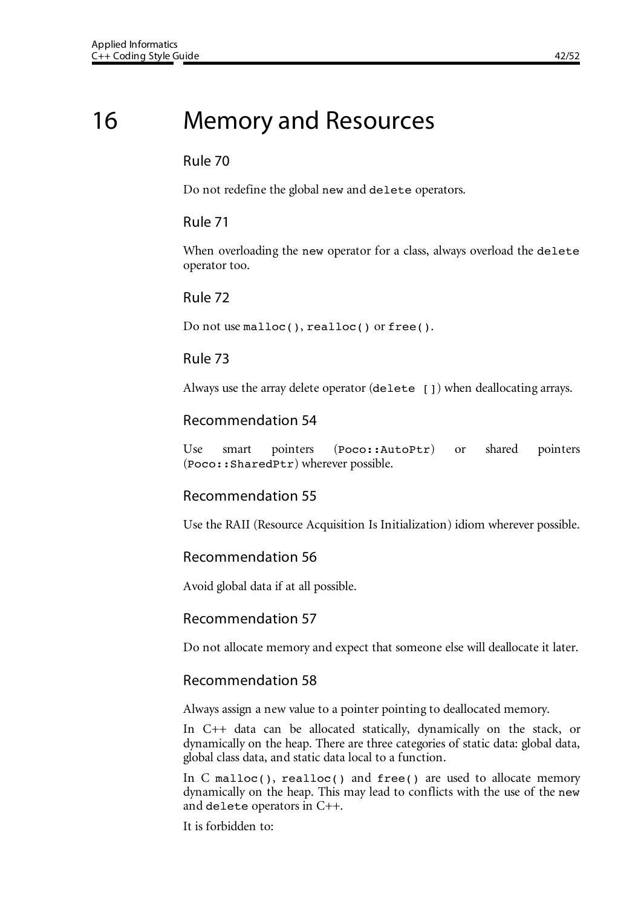# 16 Memory and Resources

### Rule 70

Do not redefine the global `new` and `delete` operators.

### Rule 71

When overloading the `new` operator for a class, always overload the `delete` operator too.

### Rule 72

Do not use `malloc()`, `realloc()` or `free()`.

### Rule 73

Always use the array delete operator (`delete []`) when deallocating arrays.

### Recommendation 54

Use smart pointers (`Poco::AutoPtr`) or shared pointers (`Poco::SharedPtr`) wherever possible.

### Recommendation 55

Use the RAII (Resource Acquisition Is Initialization) idiom wherever possible.

### Recommendation 56

Avoid global data if at all possible.

### Recommendation 57

Do not allocate memory and expect that someone else will deallocate it later.

### Recommendation 58

Always assign a new value to a pointer pointing to deallocated memory.

In C++ data can be allocated statically, dynamically on the stack, or dynamically on the heap. There are three categories of static data: global data, global class data, and static data local to a function.

In C `malloc()`, `realloc()` and `free()` are used to allocate memory dynamically on the heap. This may lead to conflicts with the use of the `new` and `delete` operators in C++.

It is forbidden to: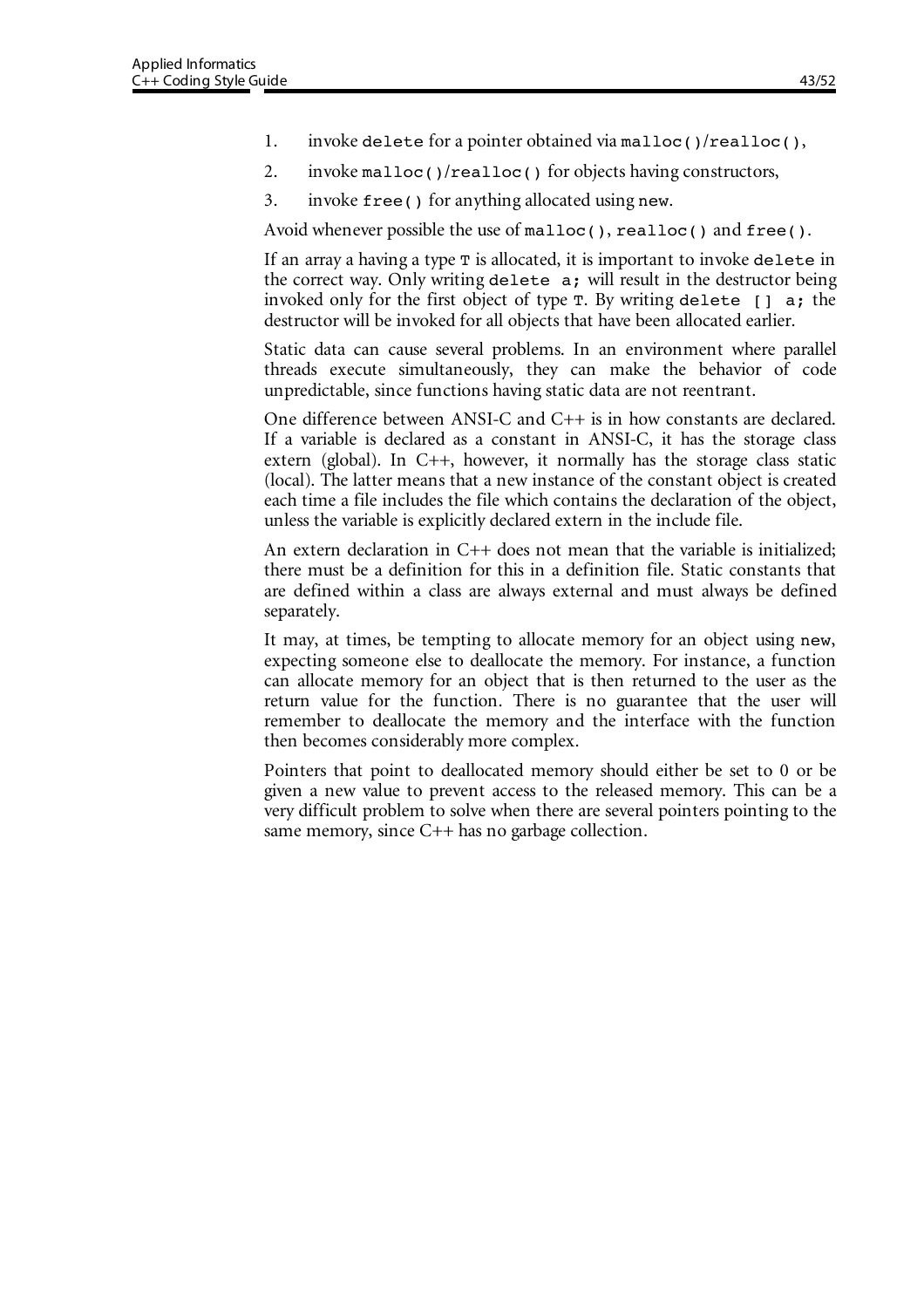1. invoke `delete` for a pointer obtained via `malloc()`/`realloc()`,
2. invoke `malloc()`/`realloc()` for objects having constructors,
3. invoke `free()` for anything allocated using `new`.

Avoid whenever possible the use of `malloc()`, `realloc()` and `free()`.

If an array a having a type `T` is allocated, it is important to invoke `delete` in the correct way. Only writing `delete a;` will result in the destructor being invoked only for the first object of type `T`. By writing `delete [] a;` the destructor will be invoked for all objects that have been allocated earlier.

Static data can cause several problems. In an environment where parallel threads execute simultaneously, they can make the behavior of code unpredictable, since functions having static data are not reentrant.

One difference between ANSI-C and C++ is in how constants are declared. If a variable is declared as a constant in ANSI-C, it has the storage class extern (global). In C++, however, it normally has the storage class static (local). The latter means that a new instance of the constant object is created each time a file includes the file which contains the declaration of the object, unless the variable is explicitly declared extern in the include file.

An extern declaration in C++ does not mean that the variable is initialized; there must be a definition for this in a definition file. Static constants that are defined within a class are always external and must always be defined separately.

It may, at times, be tempting to allocate memory for an object using `new`, expecting someone else to deallocate the memory. For instance, a function can allocate memory for an object that is then returned to the user as the return value for the function. There is no guarantee that the user will remember to deallocate the memory and the interface with the function then becomes considerably more complex.

Pointers that point to deallocated memory should either be set to 0 or be given a new value to prevent access to the released memory. This can be a very difficult problem to solve when there are several pointers pointing to the same memory, since C++ has no garbage collection.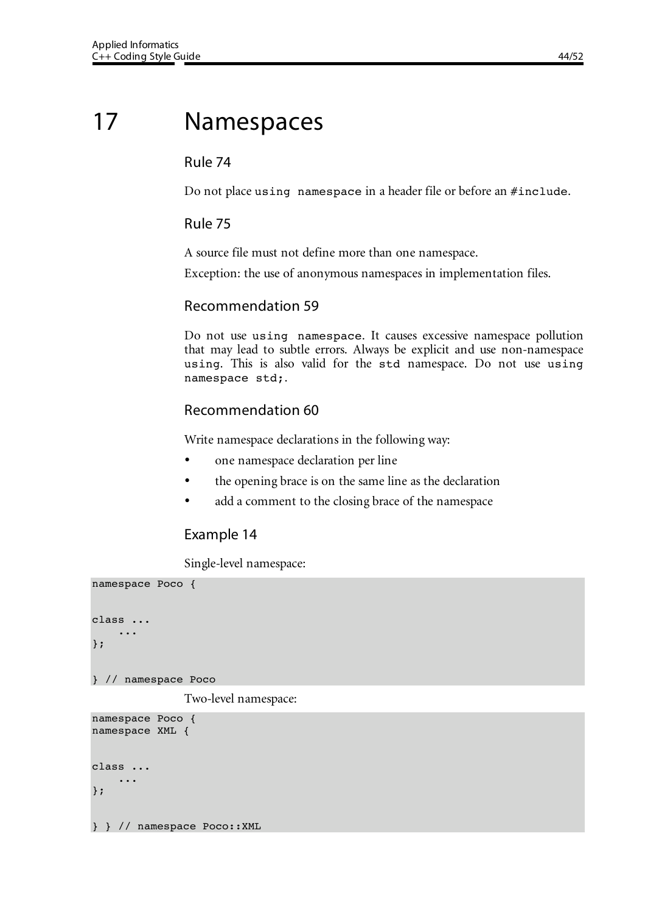# 17 Namespaces

## Rule 74

Do not place `using namespace` in a header file or before an `#include`.

## Rule 75

A source file must not define more than one namespace.

Exception: the use of anonymous namespaces in implementation files.

## Recommendation 59

Do not use `using namespace`. It causes excessive namespace pollution that may lead to subtle errors. Always be explicit and use non-namespace `using`. This is also valid for the `std` namespace. Do not use `using namespace std;`.

## Recommendation 60

Write namespace declarations in the following way:

- one namespace declaration per line
- the opening brace is on the same line as the declaration
- add a comment to the closing brace of the namespace

## Example 14

Single-level namespace:

```
namespace Poco {


class ...
    ...
};


} // namespace Poco
```

Two-level namespace:

```
namespace Poco {
namespace XML {


class ...
    ...
};


} } // namespace Poco::XML
```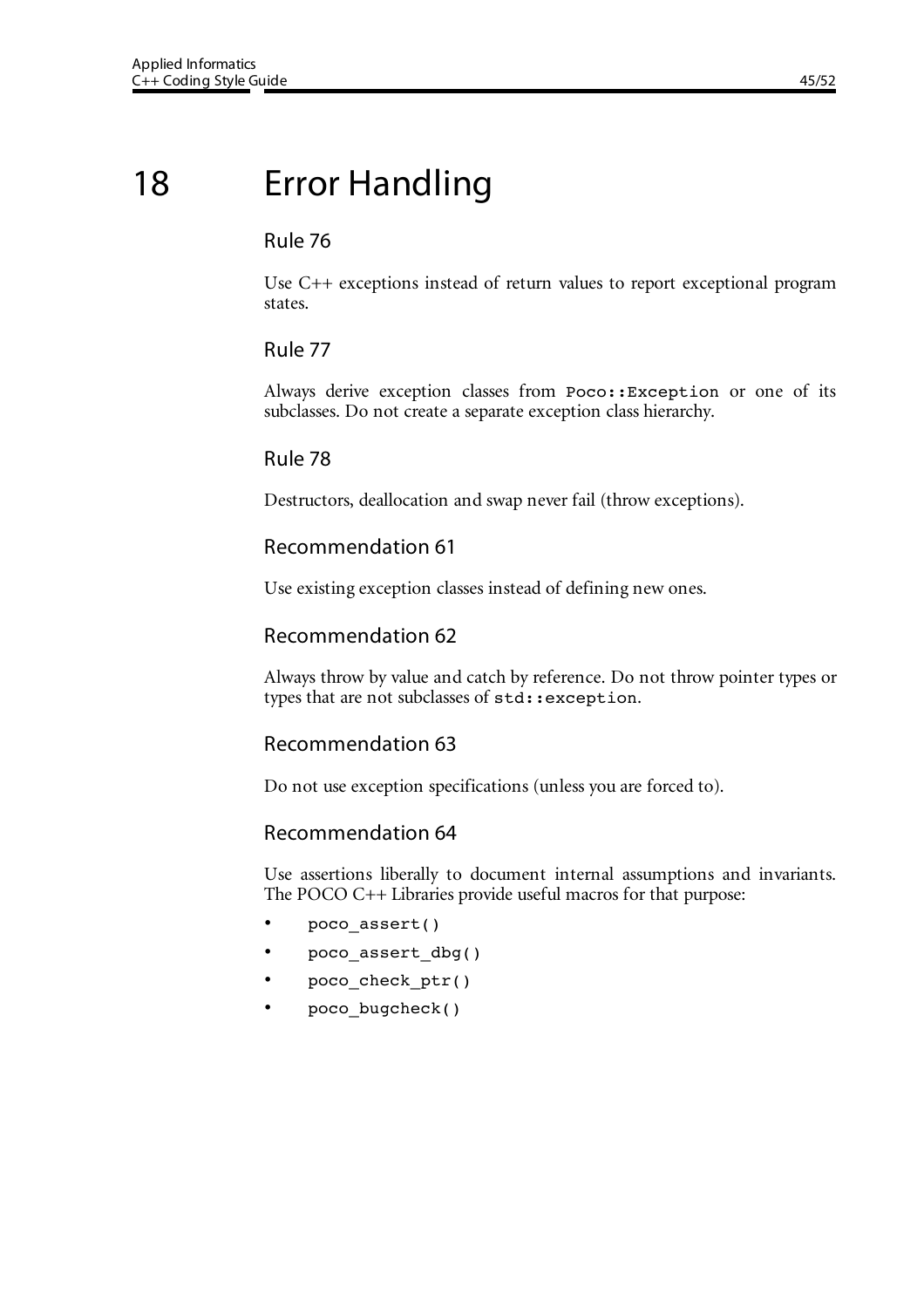# 18 Error Handling

### Rule 76

Use C++ exceptions instead of return values to report exceptional program states.

### Rule 77

Always derive exception classes from `Poco::Exception` or one of its subclasses. Do not create a separate exception class hierarchy.

### Rule 78

Destructors, deallocation and swap never fail (throw exceptions).

### Recommendation 61

Use existing exception classes instead of defining new ones.

### Recommendation 62

Always throw by value and catch by reference. Do not throw pointer types or types that are not subclasses of `std::exception`.

### Recommendation 63

Do not use exception specifications (unless you are forced to).

### Recommendation 64

Use assertions liberally to document internal assumptions and invariants. The POCO C++ Libraries provide useful macros for that purpose:

- `poco_assert()`
- `poco_assert_dbg()`
- `poco_check_ptr()`
- `poco_bugcheck()`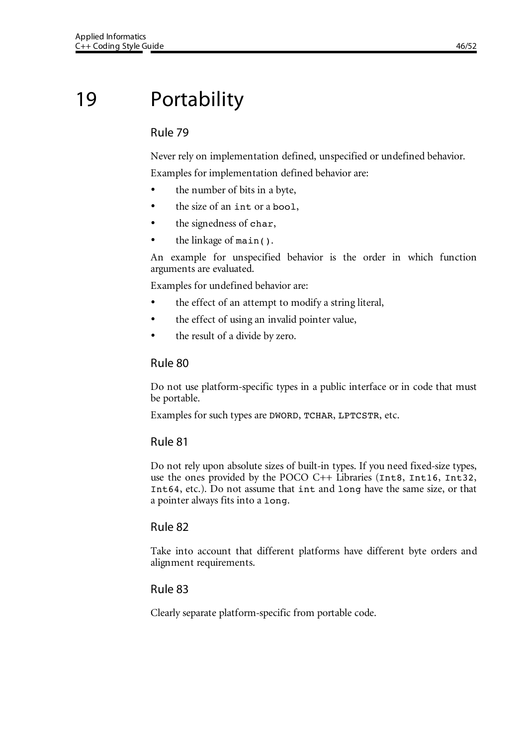# 19 Portability

## Rule 79

Never rely on implementation defined, unspecified or undefined behavior.

Examples for implementation defined behavior are:

- the number of bits in a byte,
- the size of an `int` or a `bool`,
- the signedness of `char`,
- the linkage of `main()`.

An example for unspecified behavior is the order in which function arguments are evaluated.

Examples for undefined behavior are:

- the effect of an attempt to modify a string literal,
- the effect of using an invalid pointer value,
- the result of a divide by zero.

## Rule 80

Do not use platform-specific types in a public interface or in code that must be portable.

Examples for such types are `DWORD`, `TCHAR`, `LPTCSTR`, etc.

## Rule 81

Do not rely upon absolute sizes of built-in types. If you need fixed-size types, use the ones provided by the POCO C++ Libraries (`Int8`, `Int16`, `Int32`, `Int64`, etc.). Do not assume that `int` and `long` have the same size, or that a pointer always fits into a `long`.

## Rule 82

Take into account that different platforms have different byte orders and alignment requirements.

## Rule 83

Clearly separate platform-specific from portable code.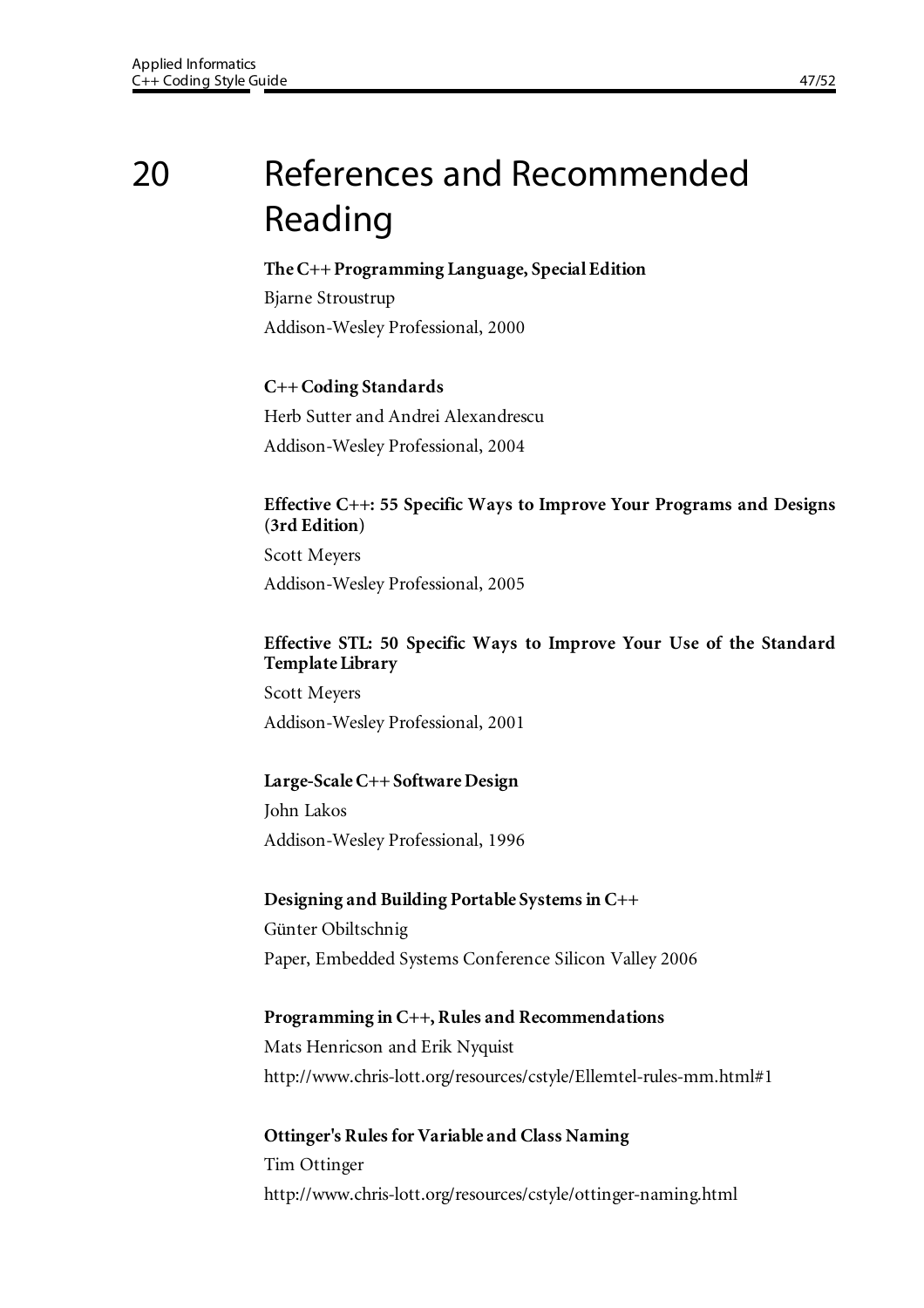# 20 References and Recommended Reading

**The C++ Programming Language, Special Edition**
Bjarne Stroustrup
Addison-Wesley Professional, 2000

**C++ Coding Standards**
Herb Sutter and Andrei Alexandrescu
Addison-Wesley Professional, 2004

**Effective C++: 55 Specific Ways to Improve Your Programs and Designs (3rd Edition)**
Scott Meyers
Addison-Wesley Professional, 2005

**Effective STL: 50 Specific Ways to Improve Your Use of the Standard Template Library**
Scott Meyers
Addison-Wesley Professional, 2001

**Large-Scale C++ Software Design**
John Lakos
Addison-Wesley Professional, 1996

**Designing and Building Portable Systems in C++**
Günter Obiltschnig
Paper, Embedded Systems Conference Silicon Valley 2006

**Programming in C++, Rules and Recommendations**
Mats Henricson and Erik Nyquist
http://www.chris-lott.org/resources/cstyle/Ellemtel-rules-mm.html#1

**Ottinger's Rules for Variable and Class Naming**
Tim Ottinger
http://www.chris-lott.org/resources/cstyle/ottinger-naming.html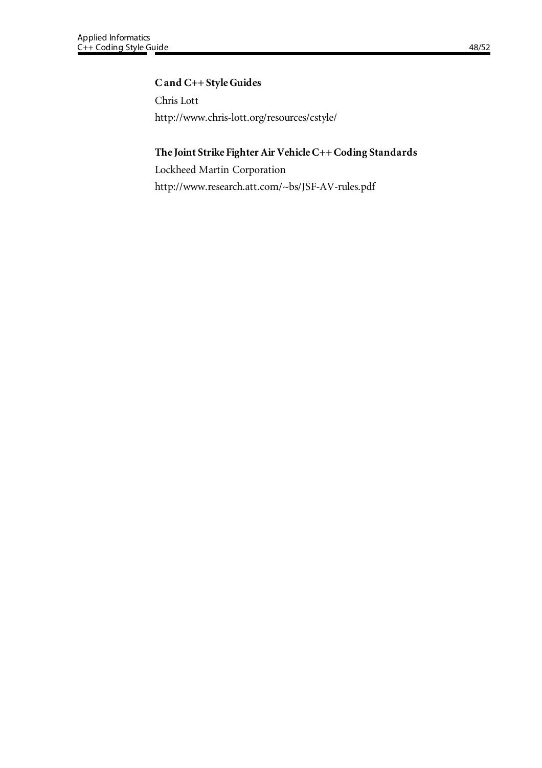**C and C++ Style Guides**

Chris Lott

http://www.chris-lott.org/resources/cstyle/

**The Joint Strike Fighter Air Vehicle C++ Coding Standards**

Lockheed Martin Corporation

http://www.research.att.com/~bs/JSF-AV-rules.pdf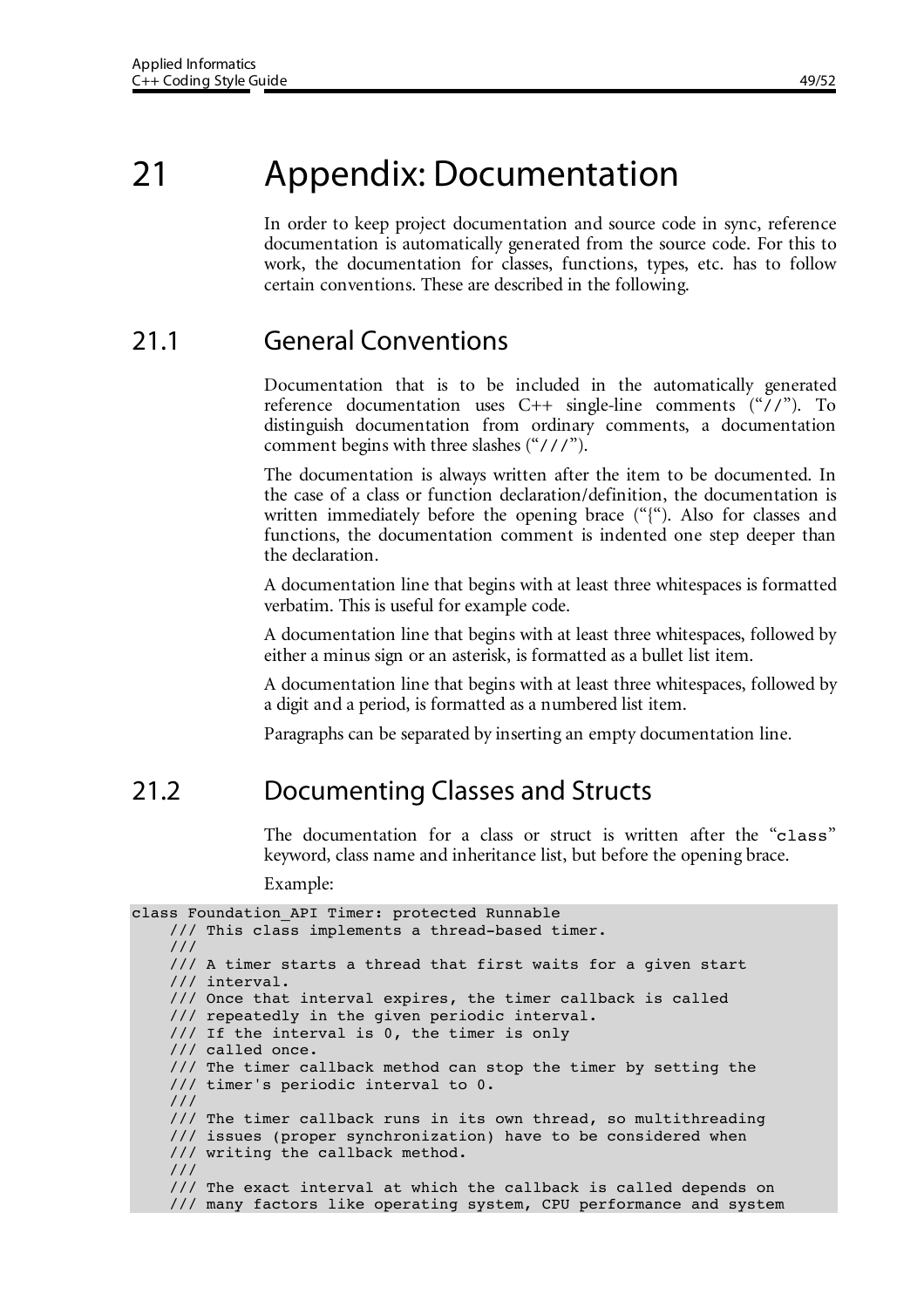# 21 Appendix: Documentation

In order to keep project documentation and source code in sync, reference documentation is automatically generated from the source code. For this to work, the documentation for classes, functions, types, etc. has to follow certain conventions. These are described in the following.

## 21.1 General Conventions

Documentation that is to be included in the automatically generated reference documentation uses C++ single-line comments ("`//`"). To distinguish documentation from ordinary comments, a documentation comment begins with three slashes ("`///`").

The documentation is always written after the item to be documented. In the case of a class or function declaration/definition, the documentation is written immediately before the opening brace ("{"). Also for classes and functions, the documentation comment is indented one step deeper than the declaration.

A documentation line that begins with at least three whitespaces is formatted verbatim. This is useful for example code.

A documentation line that begins with at least three whitespaces, followed by either a minus sign or an asterisk, is formatted as a bullet list item.

A documentation line that begins with at least three whitespaces, followed by a digit and a period, is formatted as a numbered list item.

Paragraphs can be separated by inserting an empty documentation line.

## 21.2 Documenting Classes and Structs

The documentation for a class or struct is written after the "`class`" keyword, class name and inheritance list, but before the opening brace.

Example:

```
class Foundation_API Timer: protected Runnable
    /// This class implements a thread-based timer.
    ///
    /// A timer starts a thread that first waits for a given start
    /// interval.
    /// Once that interval expires, the timer callback is called
    /// repeatedly in the given periodic interval.
    /// If the interval is 0, the timer is only
    /// called once.
    /// The timer callback method can stop the timer by setting the
    /// timer's periodic interval to 0.
    ///
    /// The timer callback runs in its own thread, so multithreading
    /// issues (proper synchronization) have to be considered when
    /// writing the callback method.
    ///
    /// The exact interval at which the callback is called depends on
    /// many factors like operating system, CPU performance and system
```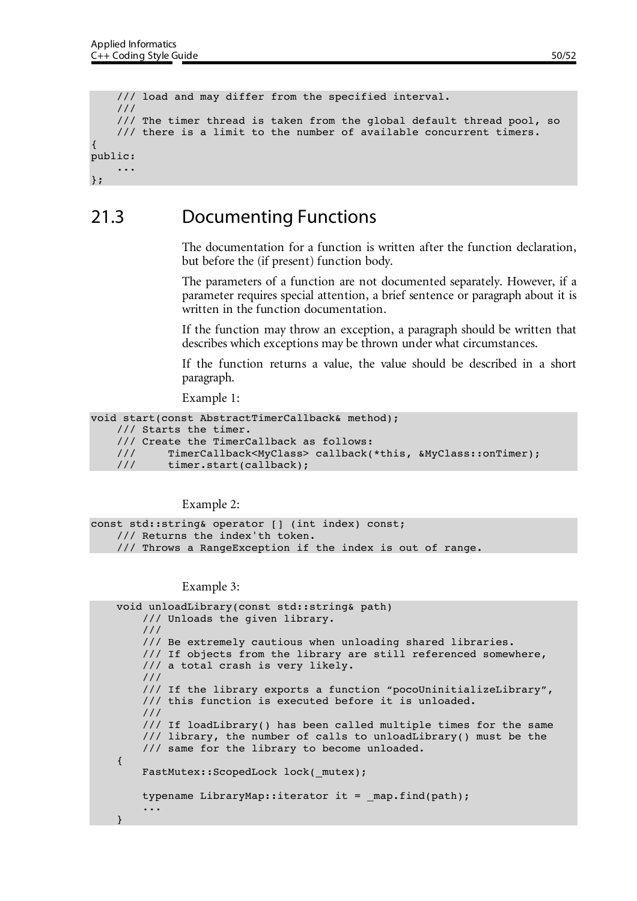```
    /// load and may differ from the specified interval.
    ///
    /// The timer thread is taken from the global default thread pool, so
    /// there is a limit to the number of available concurrent timers.
{
public:
    ...
};
```

## 21.3 Documenting Functions

The documentation for a function is written after the function declaration, but before the (if present) function body.

The parameters of a function are not documented separately. However, if a parameter requires special attention, a brief sentence or paragraph about it is written in the function documentation.

If the function may throw an exception, a paragraph should be written that describes which exceptions may be thrown under what circumstances.

If the function returns a value, the value should be described in a short paragraph.

Example 1:

```
void start(const AbstractTimerCallback& method);
    /// Starts the timer.
    /// Create the TimerCallback as follows:
    ///     TimerCallback<MyClass> callback(*this, &MyClass::onTimer);
    ///     timer.start(callback);
```

Example 2:

```
const std::string& operator [] (int index) const;
    /// Returns the index'th token.
    /// Throws a RangeException if the index is out of range.
```

Example 3:

```
    void unloadLibrary(const std::string& path)
        /// Unloads the given library.
        ///
        /// Be extremely cautious when unloading shared libraries.
        /// If objects from the library are still referenced somewhere,
        /// a total crash is very likely.
        ///
        /// If the library exports a function "pocoUninitializeLibrary",
        /// this function is executed before it is unloaded.
        ///
        /// If loadLibrary() has been called multiple times for the same
        /// library, the number of calls to unloadLibrary() must be the
        /// same for the library to become unloaded.
    {
        FastMutex::ScopedLock lock(_mutex);

        typename LibraryMap::iterator it = _map.find(path);
        ...
    }
```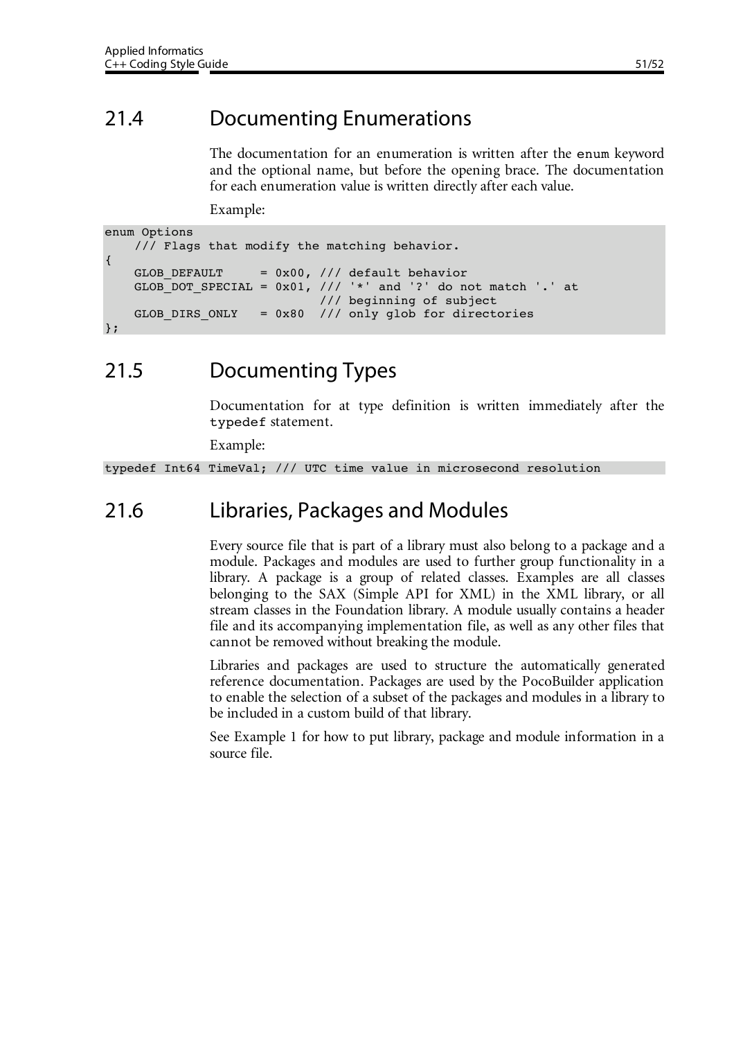## 21.4 Documenting Enumerations

The documentation for an enumeration is written after the `enum` keyword and the optional name, but before the opening brace. The documentation for each enumeration value is written directly after each value.

Example:

```
enum Options
    /// Flags that modify the matching behavior.
{
    GLOB_DEFAULT     = 0x00, /// default behavior
    GLOB_DOT_SPECIAL = 0x01, /// '*' and '?' do not match '.' at
                             /// beginning of subject
    GLOB_DIRS_ONLY   = 0x80  /// only glob for directories
};
```

## 21.5 Documenting Types

Documentation for at type definition is written immediately after the `typedef` statement.

Example:

```
typedef Int64 TimeVal; /// UTC time value in microsecond resolution
```

## 21.6 Libraries, Packages and Modules

Every source file that is part of a library must also belong to a package and a module. Packages and modules are used to further group functionality in a library. A package is a group of related classes. Examples are all classes belonging to the SAX (Simple API for XML) in the XML library, or all stream classes in the Foundation library. A module usually contains a header file and its accompanying implementation file, as well as any other files that cannot be removed without breaking the module.

Libraries and packages are used to structure the automatically generated reference documentation. Packages are used by the PocoBuilder application to enable the selection of a subset of the packages and modules in a library to be included in a custom build of that library.

See Example 1 for how to put library, package and module information in a source file.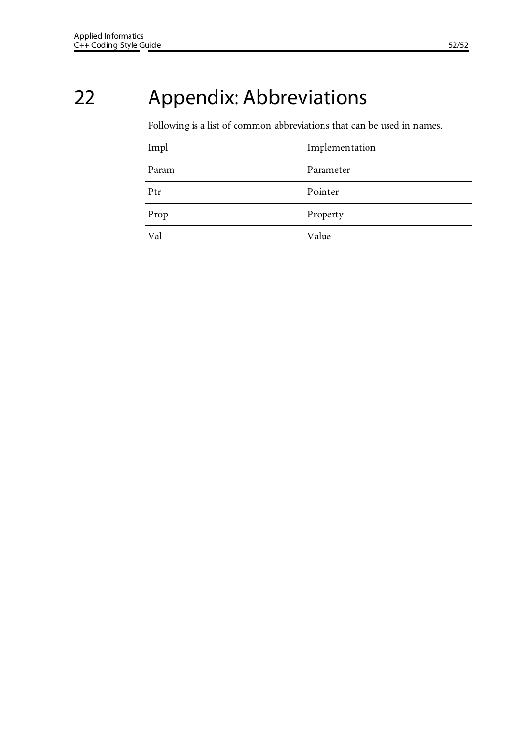# 22 Appendix: Abbreviations

Following is a list of common abbreviations that can be used in names.

| | |
|---|---|
| Impl | Implementation |
| Param | Parameter |
| Ptr | Pointer |
| Prop | Property |
| Val | Value |